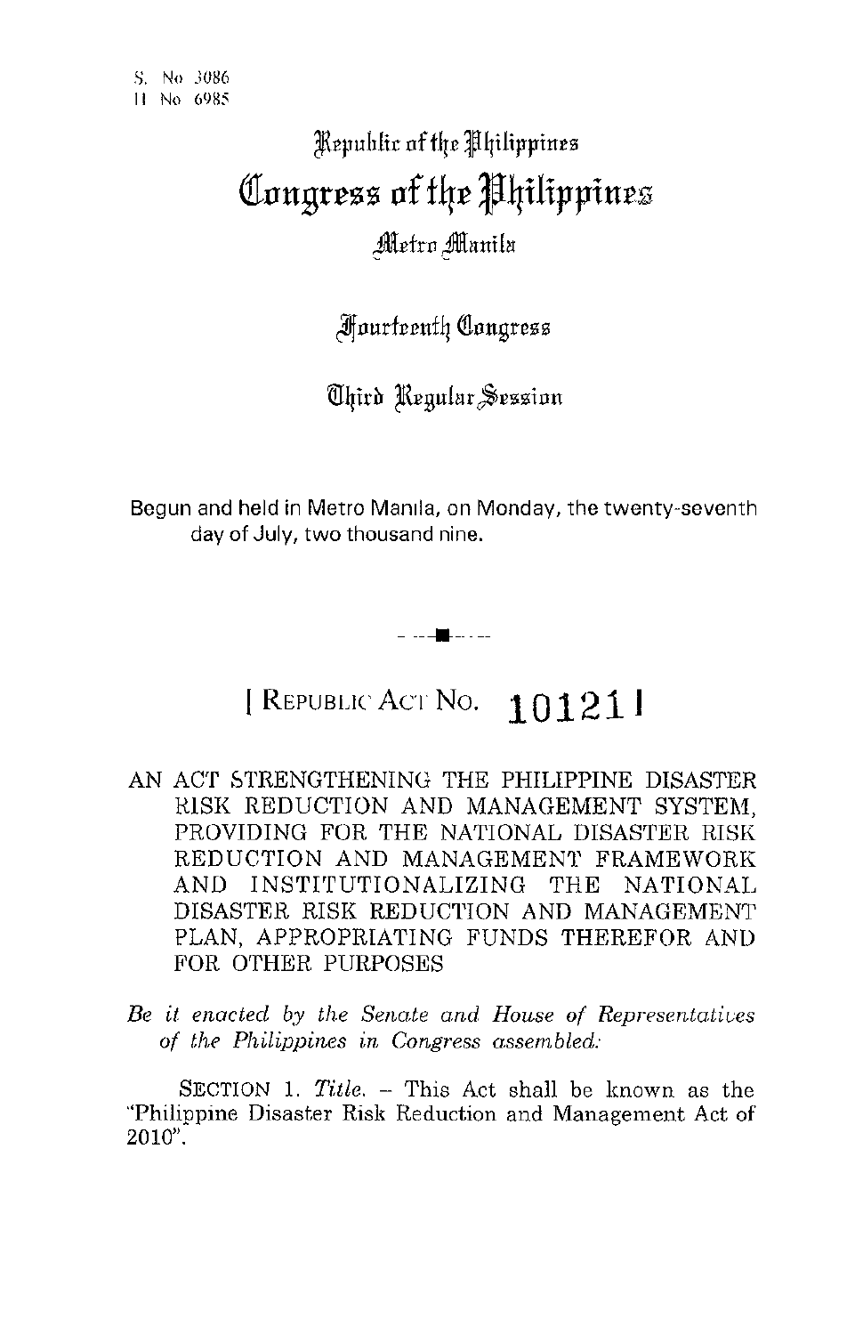S. No. 3086
H. No. 6985

# Republic of the Philippines
# Congress of the Philippines
## Metro Manila

## Fourteenth Congress

## Third Regular Session

Begun and held in Metro Manila, on Monday, the twenty-seventh day of July, two thousand nine.

---

## [ REPUBLIC ACT NO. 10121 ]

AN ACT STRENGTHENING THE PHILIPPINE DISASTER RISK REDUCTION AND MANAGEMENT SYSTEM, PROVIDING FOR THE NATIONAL DISASTER RISK REDUCTION AND MANAGEMENT FRAMEWORK AND INSTITUTIONALIZING THE NATIONAL DISASTER RISK REDUCTION AND MANAGEMENT PLAN, APPROPRIATING FUNDS THEREFOR AND FOR OTHER PURPOSES

*Be it enacted by the Senate and House of Representatives of the Philippines in Congress assembled:*

SECTION 1. *Title.* – This Act shall be known as the "Philippine Disaster Risk Reduction and Management Act of 2010".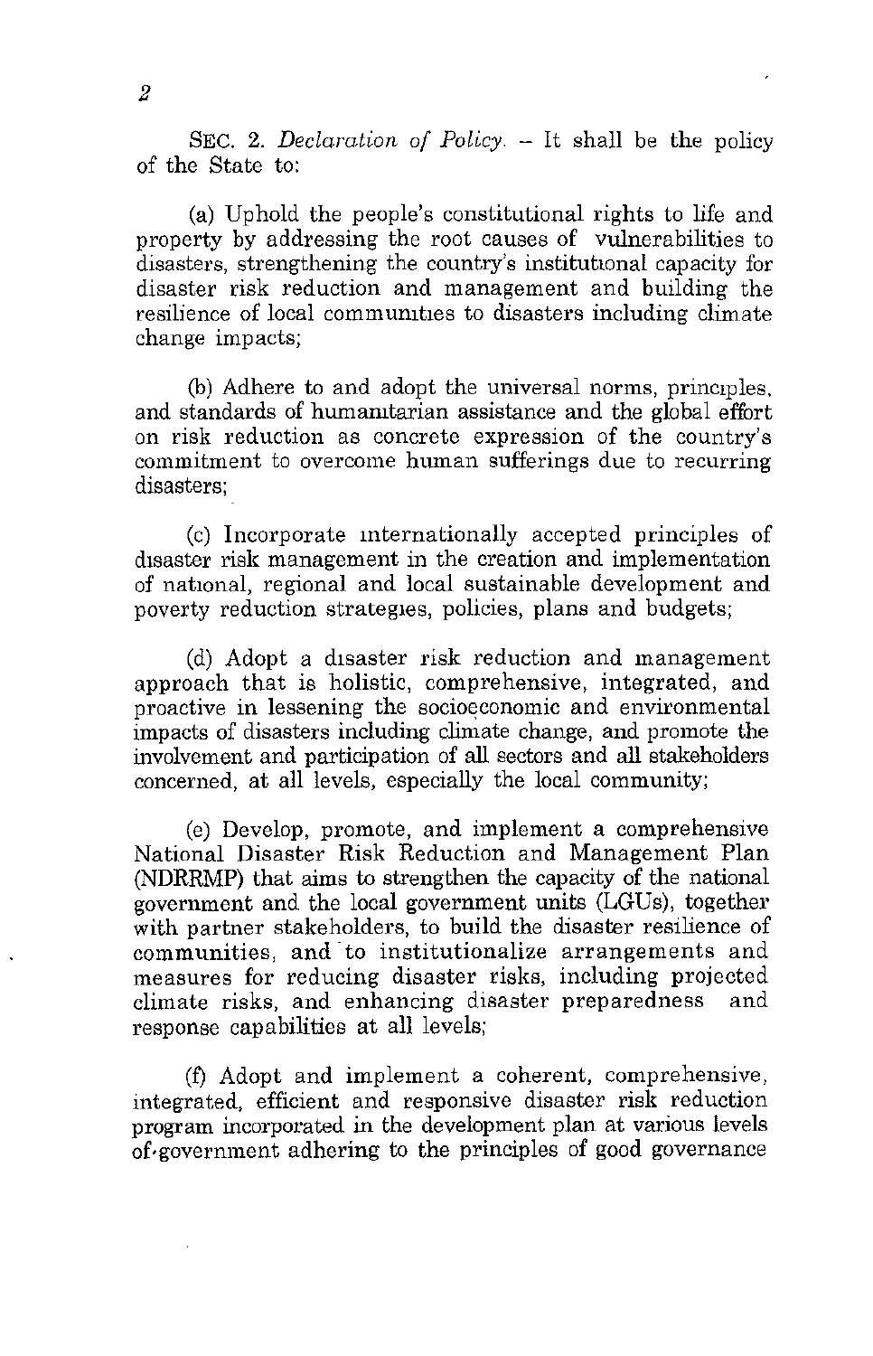SEC. 2. *Declaration of Policy.* – It shall be the policy of the State to:

(a) Uphold the people's constitutional rights to life and property by addressing the root causes of vulnerabilities to disasters, strengthening the country's institutional capacity for disaster risk reduction and management and building the resilience of local communities to disasters including climate change impacts;

(b) Adhere to and adopt the universal norms, principles, and standards of humanitarian assistance and the global effort on risk reduction as concrete expression of the country's commitment to overcome human sufferings due to recurring disasters;

(c) Incorporate internationally accepted principles of disaster risk management in the creation and implementation of national, regional and local sustainable development and poverty reduction strategies, policies, plans and budgets;

(d) Adopt a disaster risk reduction and management approach that is holistic, comprehensive, integrated, and proactive in lessening the socioeconomic and environmental impacts of disasters including climate change, and promote the involvement and participation of all sectors and all stakeholders concerned, at all levels, especially the local community;

(e) Develop, promote, and implement a comprehensive National Disaster Risk Reduction and Management Plan (NDRRMP) that aims to strengthen the capacity of the national government and the local government units (LGUs), together with partner stakeholders, to build the disaster resilience of communities, and to institutionalize arrangements and measures for reducing disaster risks, including projected climate risks, and enhancing disaster preparedness and response capabilities at all levels;

(f) Adopt and implement a coherent, comprehensive, integrated, efficient and responsive disaster risk reduction program incorporated in the development plan at various levels of government adhering to the principles of good governance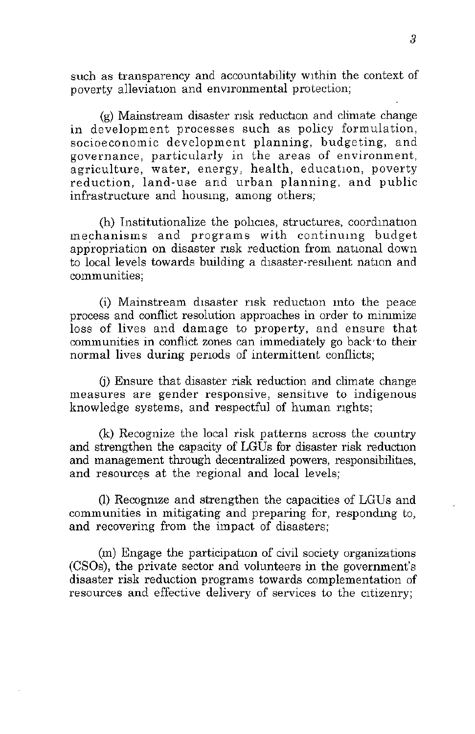such as transparency and accountability within the context of poverty alleviation and environmental protection;

(g) Mainstream disaster risk reduction and climate change in development processes such as policy formulation, socioeconomic development planning, budgeting, and governance, particularly in the areas of environment, agriculture, water, energy, health, education, poverty reduction, land-use and urban planning, and public infrastructure and housing, among others;

(h) Institutionalize the policies, structures, coordination mechanisms and programs with continuing budget appropriation on disaster risk reduction from national down to local levels towards building a disaster-resilient nation and communities;

(i) Mainstream disaster risk reduction into the peace process and conflict resolution approaches in order to minimize loss of lives and damage to property, and ensure that communities in conflict zones can immediately go back to their normal lives during periods of intermittent conflicts;

(j) Ensure that disaster risk reduction and climate change measures are gender responsive, sensitive to indigenous knowledge systems, and respectful of human rights;

(k) Recognize the local risk patterns across the country and strengthen the capacity of LGUs for disaster risk reduction and management through decentralized powers, responsibilities, and resources at the regional and local levels;

(l) Recognize and strengthen the capacities of LGUs and communities in mitigating and preparing for, responding to, and recovering from the impact of disasters;

(m) Engage the participation of civil society organizations (CSOs), the private sector and volunteers in the government's disaster risk reduction programs towards complementation of resources and effective delivery of services to the citizenry;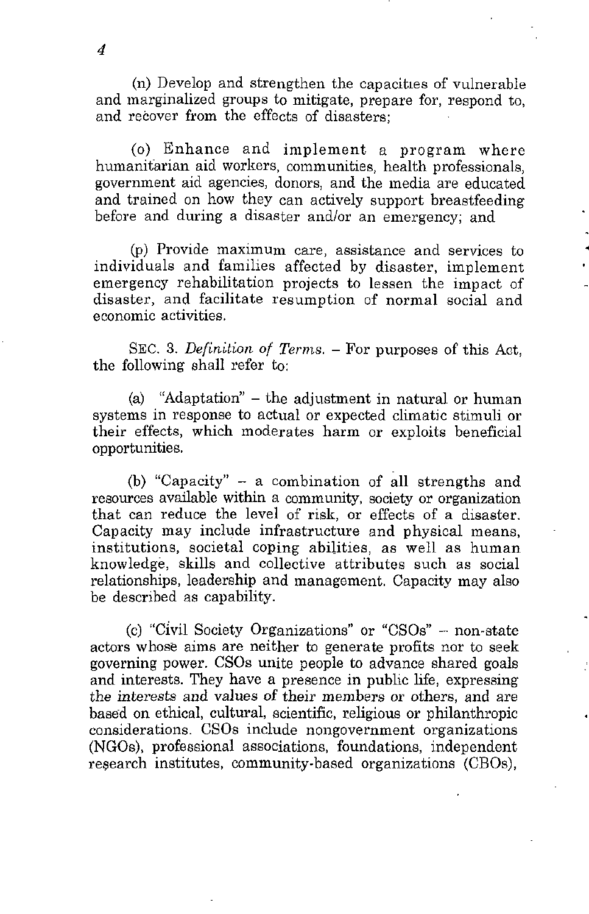(n) Develop and strengthen the capacities of vulnerable and marginalized groups to mitigate, prepare for, respond to, and recover from the effects of disasters;

(o) Enhance and implement a program where humanitarian aid workers, communities, health professionals, government aid agencies, donors, and the media are educated and trained on how they can actively support breastfeeding before and during a disaster and/or an emergency; and

(p) Provide maximum care, assistance and services to individuals and families affected by disaster, implement emergency rehabilitation projects to lessen the impact of disaster, and facilitate resumption of normal social and economic activities.

SEC. 3. *Definition of Terms.* – For purposes of this Act, the following shall refer to:

(a) "Adaptation" – the adjustment in natural or human systems in response to actual or expected climatic stimuli or their effects, which moderates harm or exploits beneficial opportunities.

(b) "Capacity" – a combination of all strengths and resources available within a community, society or organization that can reduce the level of risk, or effects of a disaster. Capacity may include infrastructure and physical means, institutions, societal coping abilities, as well as human knowledge, skills and collective attributes such as social relationships, leadership and management. Capacity may also be described as capability.

(c) "Civil Society Organizations" or "CSOs" – non-state actors whose aims are neither to generate profits nor to seek governing power. CSOs unite people to advance shared goals and interests. They have a presence in public life, expressing the interests and values of their members or others, and are based on ethical, cultural, scientific, religious or philanthropic considerations. CSOs include nongovernment organizations (NGOs), professional associations, foundations, independent research institutes, community-based organizations (CBOs),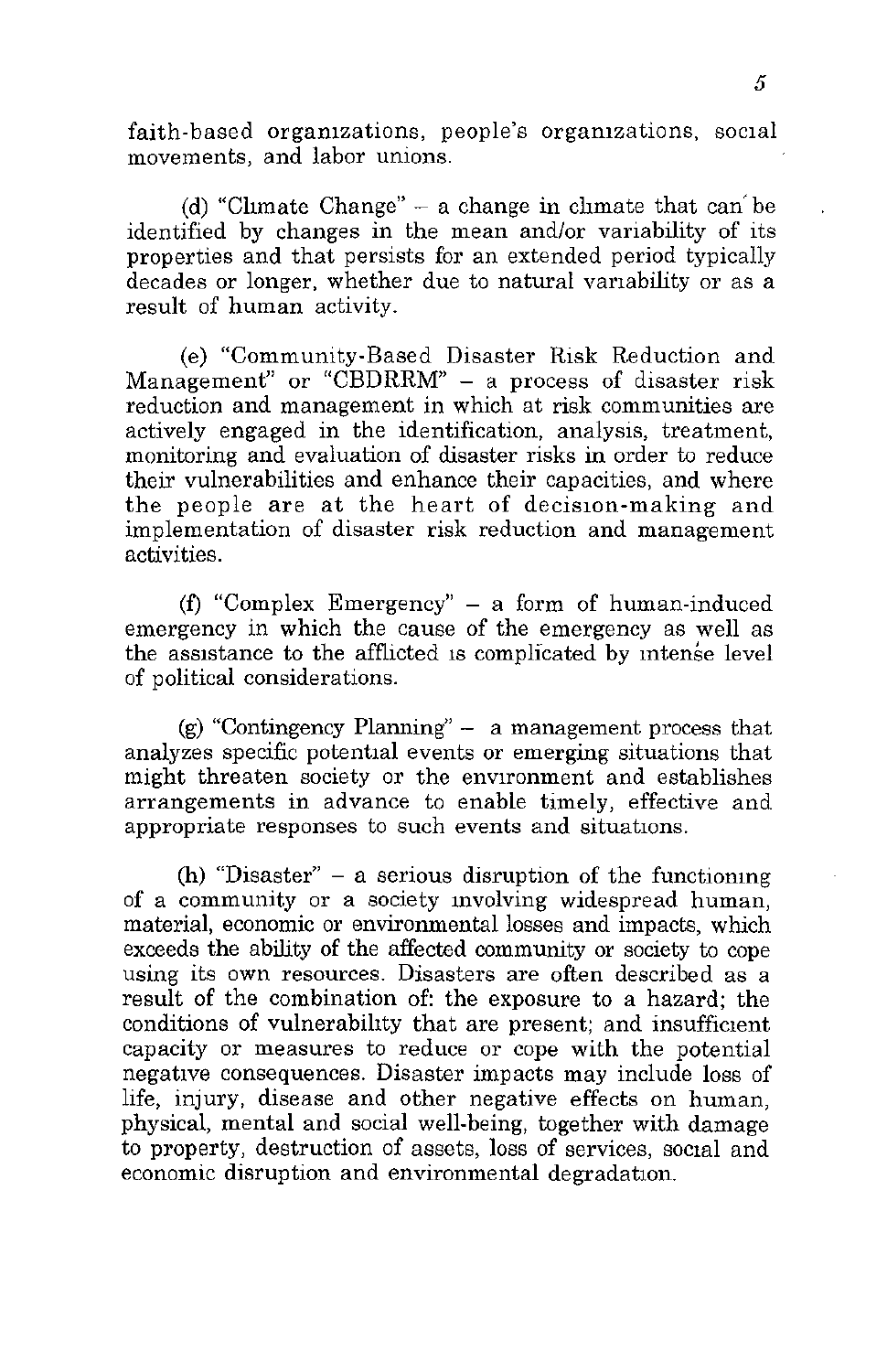faith-based organizations, people's organizations, social movements, and labor unions.

(d) "Climate Change" – a change in climate that can be identified by changes in the mean and/or variability of its properties and that persists for an extended period typically decades or longer, whether due to natural variability or as a result of human activity.

(e) "Community-Based Disaster Risk Reduction and Management" or "CBDRRM" – a process of disaster risk reduction and management in which at risk communities are actively engaged in the identification, analysis, treatment, monitoring and evaluation of disaster risks in order to reduce their vulnerabilities and enhance their capacities, and where the people are at the heart of decision-making and implementation of disaster risk reduction and management activities.

(f) "Complex Emergency" – a form of human-induced emergency in which the cause of the emergency as well as the assistance to the afflicted is complicated by intense level of political considerations.

(g) "Contingency Planning" – a management process that analyzes specific potential events or emerging situations that might threaten society or the environment and establishes arrangements in advance to enable timely, effective and appropriate responses to such events and situations.

(h) "Disaster" – a serious disruption of the functioning of a community or a society involving widespread human, material, economic or environmental losses and impacts, which exceeds the ability of the affected community or society to cope using its own resources. Disasters are often described as a result of the combination of: the exposure to a hazard; the conditions of vulnerability that are present; and insufficient capacity or measures to reduce or cope with the potential negative consequences. Disaster impacts may include loss of life, injury, disease and other negative effects on human, physical, mental and social well-being, together with damage to property, destruction of assets, loss of services, social and economic disruption and environmental degradation.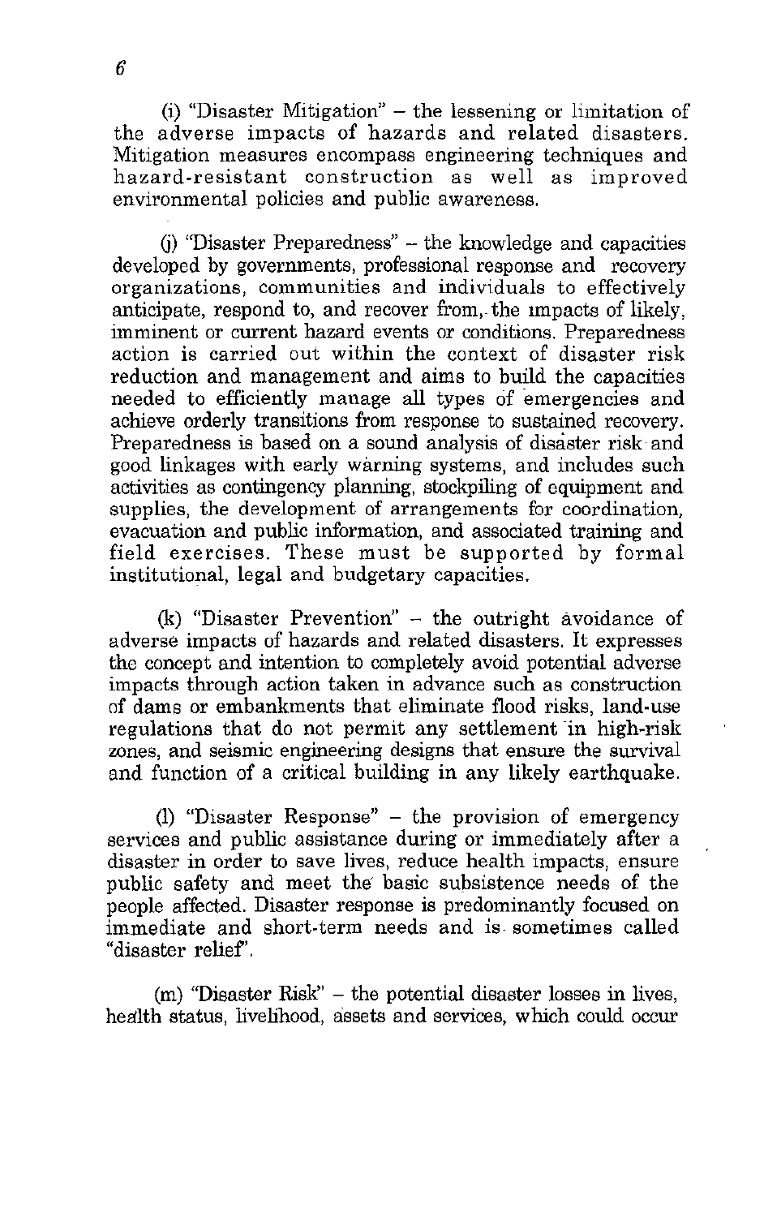(i) "Disaster Mitigation" – the lessening or limitation of the adverse impacts of hazards and related disasters. Mitigation measures encompass engineering techniques and hazard-resistant construction as well as improved environmental policies and public awareness.

(j) "Disaster Preparedness" – the knowledge and capacities developed by governments, professional response and recovery organizations, communities and individuals to effectively anticipate, respond to, and recover from, the impacts of likely, imminent or current hazard events or conditions. Preparedness action is carried out within the context of disaster risk reduction and management and aims to build the capacities needed to efficiently manage all types of emergencies and achieve orderly transitions from response to sustained recovery. Preparedness is based on a sound analysis of disaster risk and good linkages with early warning systems, and includes such activities as contingency planning, stockpiling of equipment and supplies, the development of arrangements for coordination, evacuation and public information, and associated training and field exercises. These must be supported by formal institutional, legal and budgetary capacities.

(k) "Disaster Prevention" – the outright avoidance of adverse impacts of hazards and related disasters. It expresses the concept and intention to completely avoid potential adverse impacts through action taken in advance such as construction of dams or embankments that eliminate flood risks, land-use regulations that do not permit any settlement in high-risk zones, and seismic engineering designs that ensure the survival and function of a critical building in any likely earthquake.

(l) "Disaster Response" – the provision of emergency services and public assistance during or immediately after a disaster in order to save lives, reduce health impacts, ensure public safety and meet the basic subsistence needs of the people affected. Disaster response is predominantly focused on immediate and short-term needs and is sometimes called "disaster relief".

(m) "Disaster Risk" – the potential disaster losses in lives, health status, livelihood, assets and services, which could occur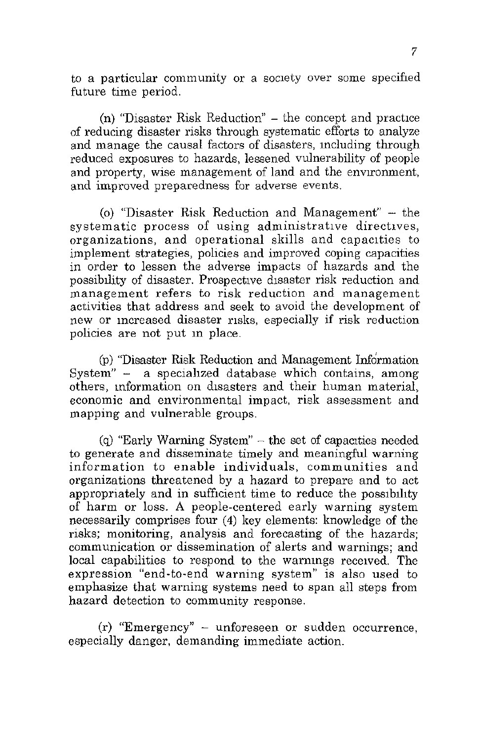to a particular community or a society over some specified future time period.

(n) "Disaster Risk Reduction" – the concept and practice of reducing disaster risks through systematic efforts to analyze and manage the causal factors of disasters, including through reduced exposures to hazards, lessened vulnerability of people and property, wise management of land and the environment, and improved preparedness for adverse events.

(o) "Disaster Risk Reduction and Management" – the systematic process of using administrative directives, organizations, and operational skills and capacities to implement strategies, policies and improved coping capacities in order to lessen the adverse impacts of hazards and the possibility of disaster. Prospective disaster risk reduction and management refers to risk reduction and management activities that address and seek to avoid the development of new or increased disaster risks, especially if risk reduction policies are not put in place.

(p) "Disaster Risk Reduction and Management Information System" – a specialized database which contains, among others, information on disasters and their human material, economic and environmental impact, risk assessment and mapping and vulnerable groups.

(q) "Early Warning System" – the set of capacities needed to generate and disseminate timely and meaningful warning information to enable individuals, communities and organizations threatened by a hazard to prepare and to act appropriately and in sufficient time to reduce the possibility of harm or loss. A people-centered early warning system necessarily comprises four (4) key elements: knowledge of the risks; monitoring, analysis and forecasting of the hazards; communication or dissemination of alerts and warnings; and local capabilities to respond to the warnings received. The expression "end-to-end warning system" is also used to emphasize that warning systems need to span all steps from hazard detection to community response.

(r) "Emergency" – unforeseen or sudden occurrence, especially danger, demanding immediate action.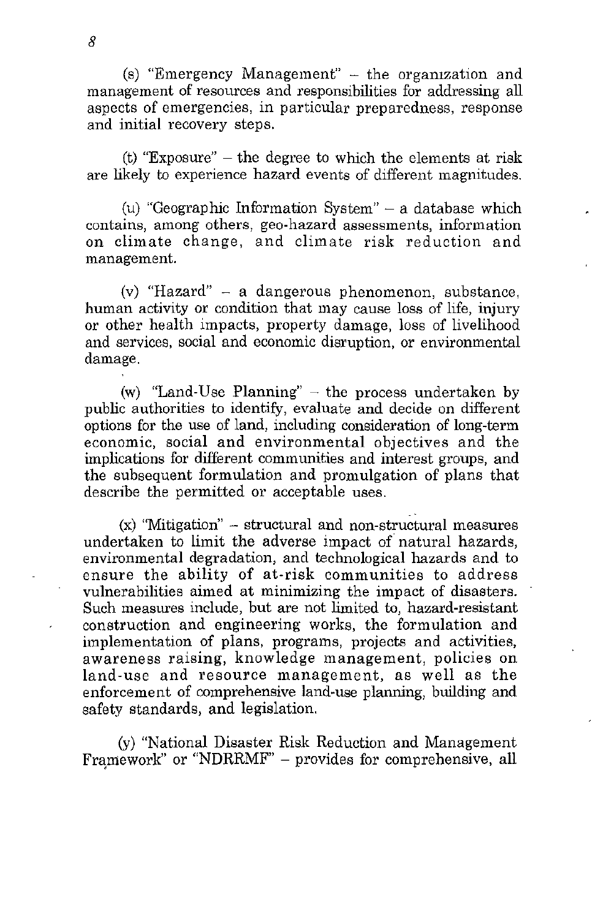(s) "Emergency Management" – the organization and management of resources and responsibilities for addressing all aspects of emergencies, in particular preparedness, response and initial recovery steps.

(t) "Exposure" – the degree to which the elements at risk are likely to experience hazard events of different magnitudes.

(u) "Geographic Information System" – a database which contains, among others, geo-hazard assessments, information on climate change, and climate risk reduction and management.

(v) "Hazard" – a dangerous phenomenon, substance, human activity or condition that may cause loss of life, injury or other health impacts, property damage, loss of livelihood and services, social and economic disruption, or environmental damage.

(w) "Land-Use Planning" – the process undertaken by public authorities to identify, evaluate and decide on different options for the use of land, including consideration of long-term economic, social and environmental objectives and the implications for different communities and interest groups, and the subsequent formulation and promulgation of plans that describe the permitted or acceptable uses.

(x) "Mitigation" – structural and non-structural measures undertaken to limit the adverse impact of natural hazards, environmental degradation, and technological hazards and to ensure the ability of at-risk communities to address vulnerabilities aimed at minimizing the impact of disasters. Such measures include, but are not limited to, hazard-resistant construction and engineering works, the formulation and implementation of plans, programs, projects and activities, awareness raising, knowledge management, policies on land-use and resource management, as well as the enforcement of comprehensive land-use planning, building and safety standards, and legislation.

(y) "National Disaster Risk Reduction and Management Framework" or "NDRRMF" – provides for comprehensive, all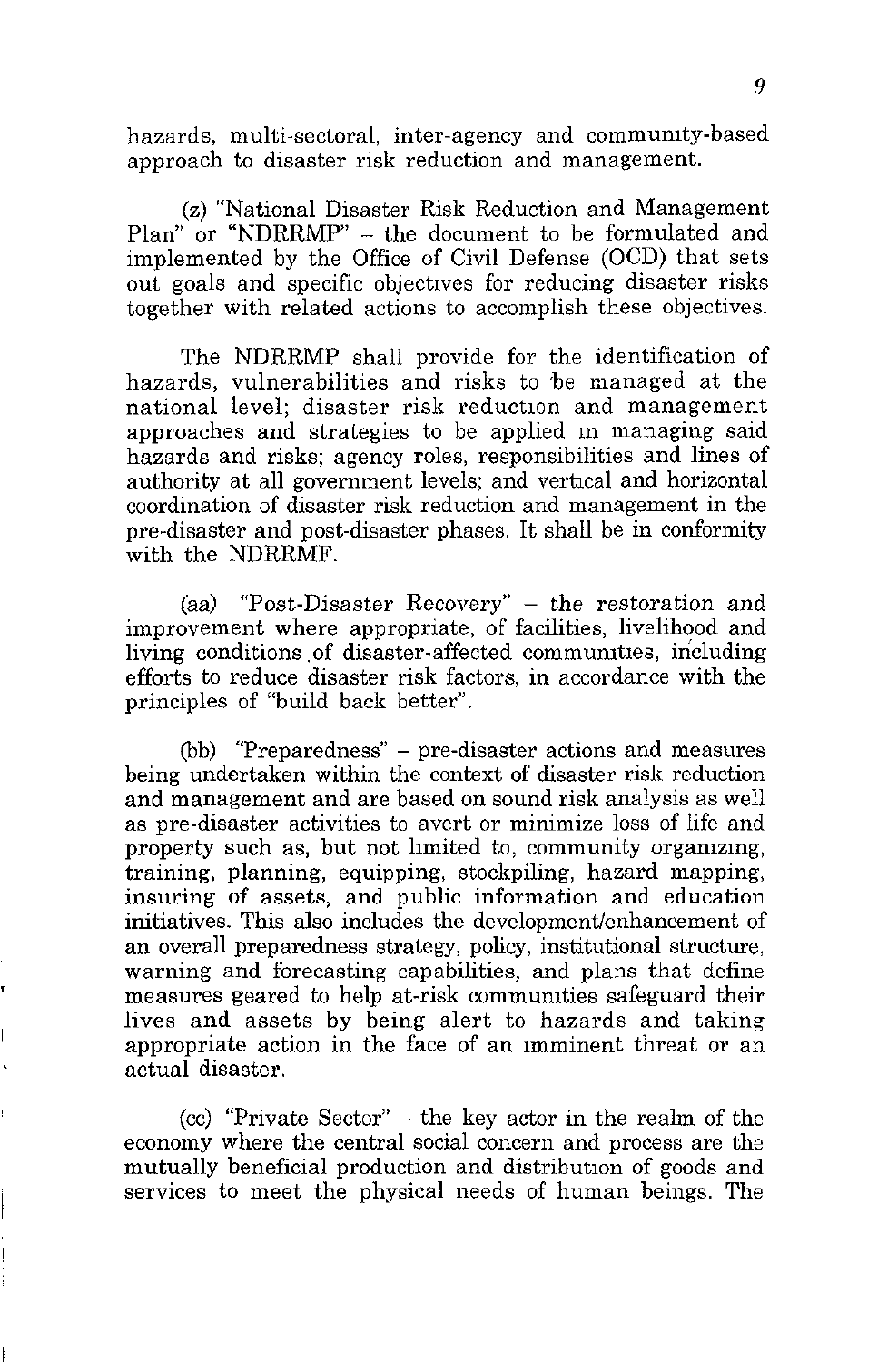hazards, multi-sectoral, inter-agency and community-based approach to disaster risk reduction and management.

(z) "National Disaster Risk Reduction and Management Plan" or "NDRRMP" – the document to be formulated and implemented by the Office of Civil Defense (OCD) that sets out goals and specific objectives for reducing disaster risks together with related actions to accomplish these objectives.

The NDRRMP shall provide for the identification of hazards, vulnerabilities and risks to be managed at the national level; disaster risk reduction and management approaches and strategies to be applied in managing said hazards and risks; agency roles, responsibilities and lines of authority at all government levels; and vertical and horizontal coordination of disaster risk reduction and management in the pre-disaster and post-disaster phases. It shall be in conformity with the NDRRMF.

(aa) "Post-Disaster Recovery" – the restoration and improvement where appropriate, of facilities, livelihood and living conditions of disaster-affected communities, including efforts to reduce disaster risk factors, in accordance with the principles of "build back better".

(bb) "Preparedness" – pre-disaster actions and measures being undertaken within the context of disaster risk reduction and management and are based on sound risk analysis as well as pre-disaster activities to avert or minimize loss of life and property such as, but not limited to, community organizing, training, planning, equipping, stockpiling, hazard mapping, insuring of assets, and public information and education initiatives. This also includes the development/enhancement of an overall preparedness strategy, policy, institutional structure, warning and forecasting capabilities, and plans that define measures geared to help at-risk communities safeguard their lives and assets by being alert to hazards and taking appropriate action in the face of an imminent threat or an actual disaster.

(cc) "Private Sector" – the key actor in the realm of the economy where the central social concern and process are the mutually beneficial production and distribution of goods and services to meet the physical needs of human beings. The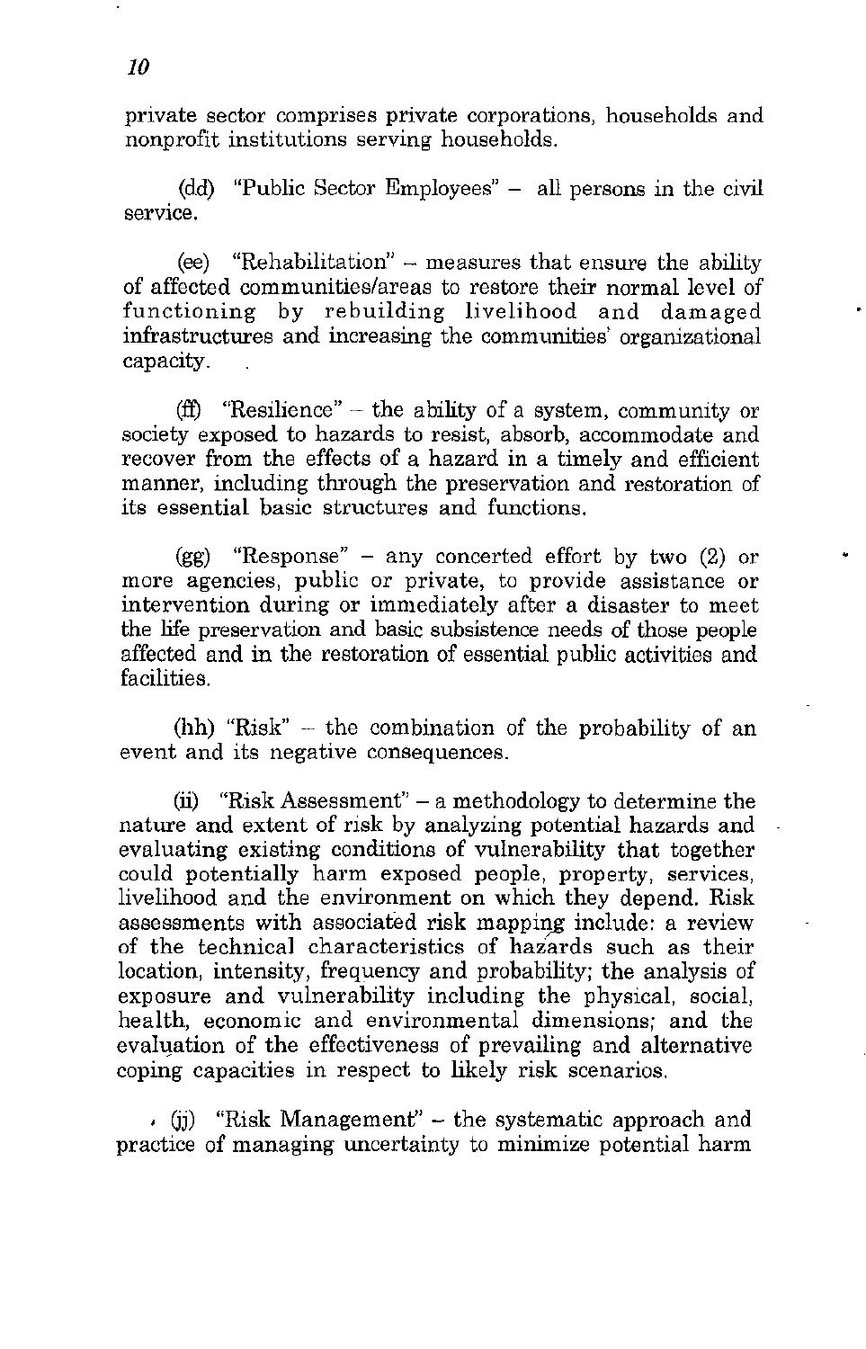private sector comprises private corporations, households and nonprofit institutions serving households.

(dd) "Public Sector Employees" – all persons in the civil service.

(ee) "Rehabilitation" – measures that ensure the ability of affected communities/areas to restore their normal level of functioning by rebuilding livelihood and damaged infrastructures and increasing the communities' organizational capacity.

(ff) "Resilience" – the ability of a system, community or society exposed to hazards to resist, absorb, accommodate and recover from the effects of a hazard in a timely and efficient manner, including through the preservation and restoration of its essential basic structures and functions.

(gg) "Response" – any concerted effort by two (2) or more agencies, public or private, to provide assistance or intervention during or immediately after a disaster to meet the life preservation and basic subsistence needs of those people affected and in the restoration of essential public activities and facilities.

(hh) "Risk" – the combination of the probability of an event and its negative consequences.

(ii) "Risk Assessment" – a methodology to determine the nature and extent of risk by analyzing potential hazards and evaluating existing conditions of vulnerability that together could potentially harm exposed people, property, services, livelihood and the environment on which they depend. Risk assessments with associated risk mapping include: a review of the technical characteristics of hazards such as their location, intensity, frequency and probability; the analysis of exposure and vulnerability including the physical, social, health, economic and environmental dimensions; and the evaluation of the effectiveness of prevailing and alternative coping capacities in respect to likely risk scenarios.

(jj) "Risk Management" – the systematic approach and practice of managing uncertainty to minimize potential harm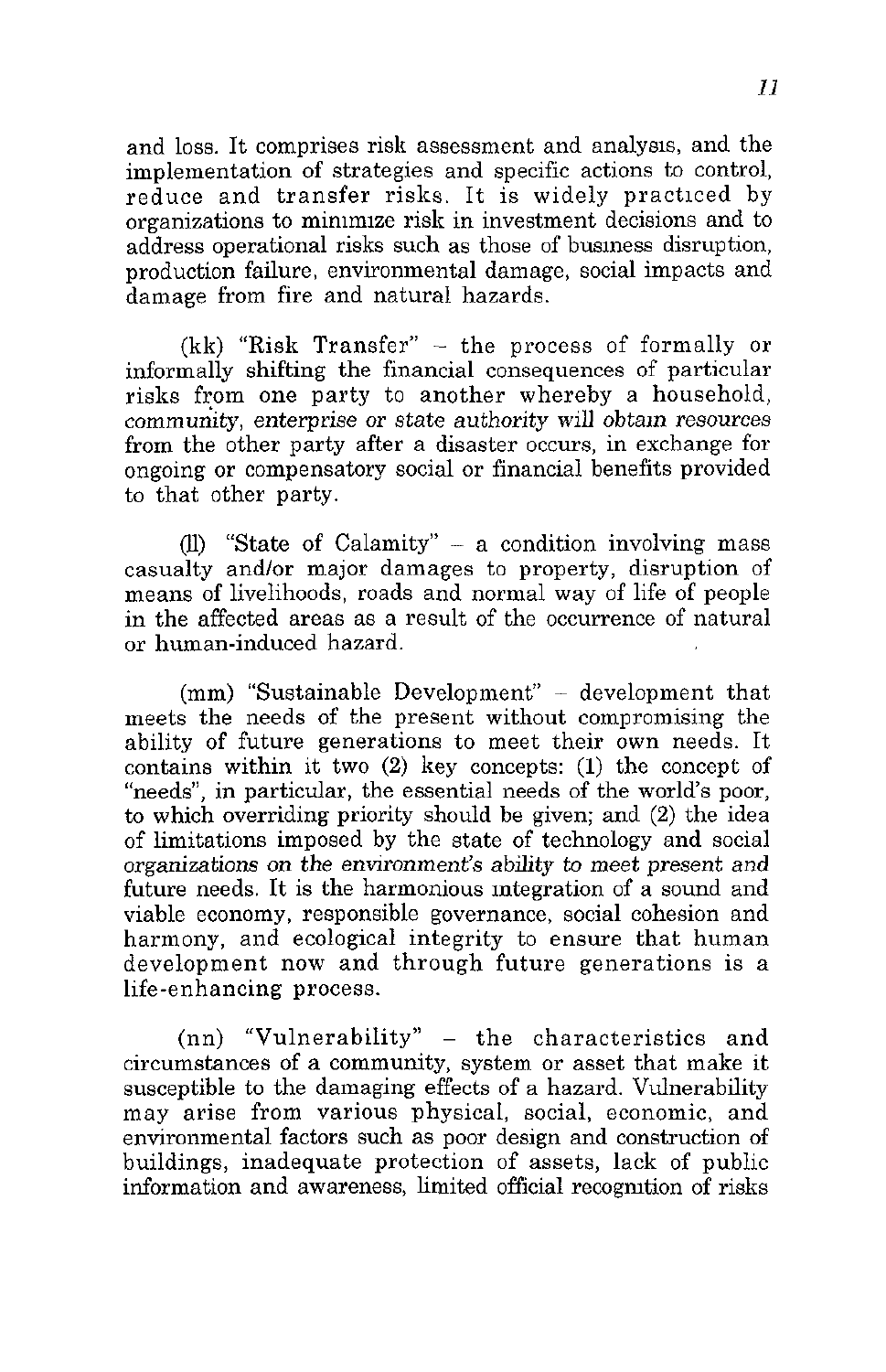and loss. It comprises risk assessment and analysis, and the implementation of strategies and specific actions to control, reduce and transfer risks. It is widely practiced by organizations to minimize risk in investment decisions and to address operational risks such as those of business disruption, production failure, environmental damage, social impacts and damage from fire and natural hazards.

(kk) "Risk Transfer" – the process of formally or informally shifting the financial consequences of particular risks from one party to another whereby a household, community, enterprise or state authority will obtain resources from the other party after a disaster occurs, in exchange for ongoing or compensatory social or financial benefits provided to that other party.

(ll) "State of Calamity" – a condition involving mass casualty and/or major damages to property, disruption of means of livelihoods, roads and normal way of life of people in the affected areas as a result of the occurrence of natural or human-induced hazard.

(mm) "Sustainable Development" – development that meets the needs of the present without compromising the ability of future generations to meet their own needs. It contains within it two (2) key concepts: (1) the concept of "needs", in particular, the essential needs of the world's poor, to which overriding priority should be given; and (2) the idea of limitations imposed by the state of technology and social organizations on the environment's ability to meet present and future needs. It is the harmonious integration of a sound and viable economy, responsible governance, social cohesion and harmony, and ecological integrity to ensure that human development now and through future generations is a life-enhancing process.

(nn) "Vulnerability" – the characteristics and circumstances of a community, system or asset that make it susceptible to the damaging effects of a hazard. Vulnerability may arise from various physical, social, economic, and environmental factors such as poor design and construction of buildings, inadequate protection of assets, lack of public information and awareness, limited official recognition of risks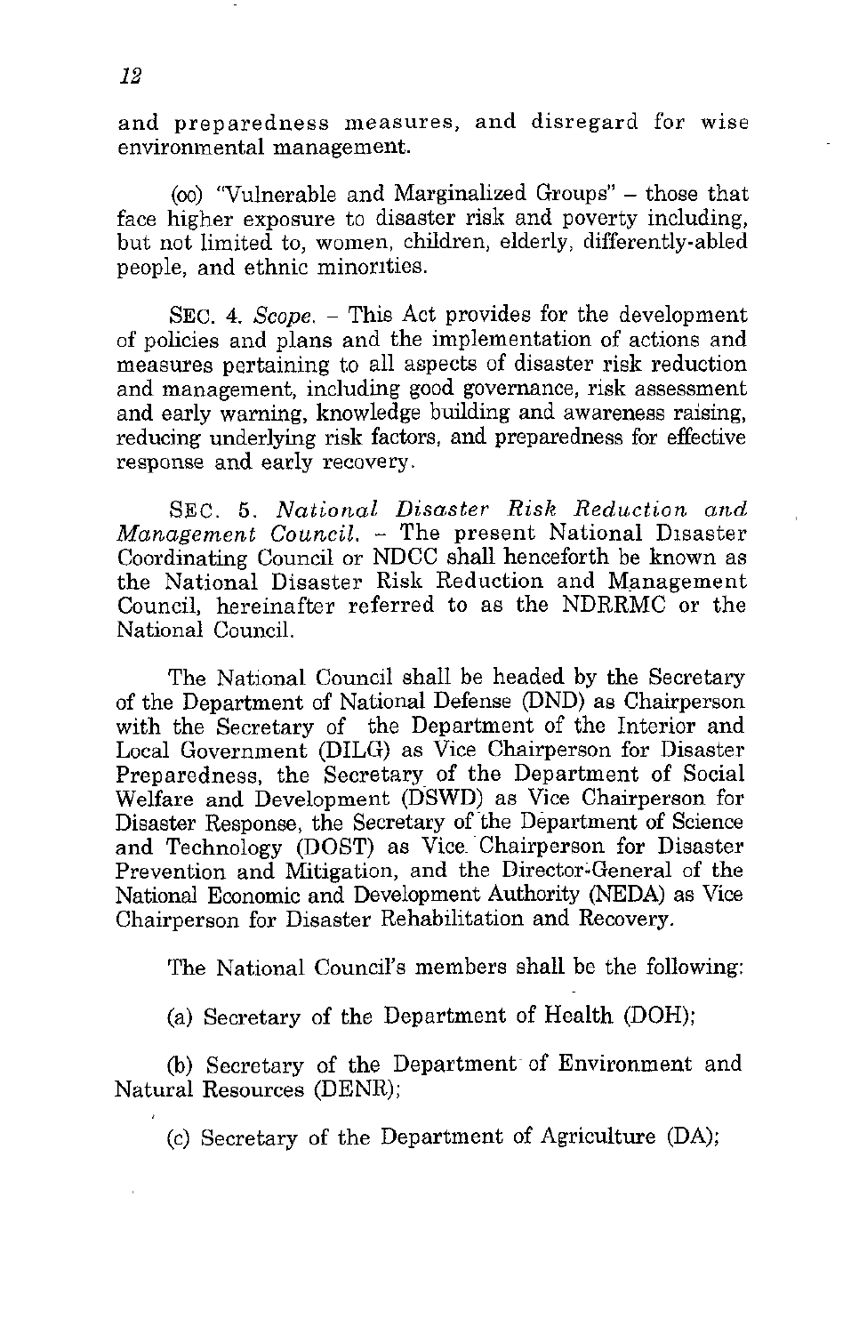and preparedness measures, and disregard for wise environmental management.

(oo) "Vulnerable and Marginalized Groups" – those that face higher exposure to disaster risk and poverty including, but not limited to, women, children, elderly, differently-abled people, and ethnic minorities.

SEC. 4. *Scope.* – This Act provides for the development of policies and plans and the implementation of actions and measures pertaining to all aspects of disaster risk reduction and management, including good governance, risk assessment and early warning, knowledge building and awareness raising, reducing underlying risk factors, and preparedness for effective response and early recovery.

SEC. 5. *National Disaster Risk Reduction and Management Council.* – The present National Disaster Coordinating Council or NDCC shall henceforth be known as the National Disaster Risk Reduction and Management Council, hereinafter referred to as the NDRRMC or the National Council.

The National Council shall be headed by the Secretary of the Department of National Defense (DND) as Chairperson with the Secretary of the Department of the Interior and Local Government (DILG) as Vice Chairperson for Disaster Preparedness, the Secretary of the Department of Social Welfare and Development (DSWD) as Vice Chairperson for Disaster Response, the Secretary of the Department of Science and Technology (DOST) as Vice Chairperson for Disaster Prevention and Mitigation, and the Director-General of the National Economic and Development Authority (NEDA) as Vice Chairperson for Disaster Rehabilitation and Recovery.

The National Council's members shall be the following:

(a) Secretary of the Department of Health (DOH);

(b) Secretary of the Department of Environment and Natural Resources (DENR);

(c) Secretary of the Department of Agriculture (DA);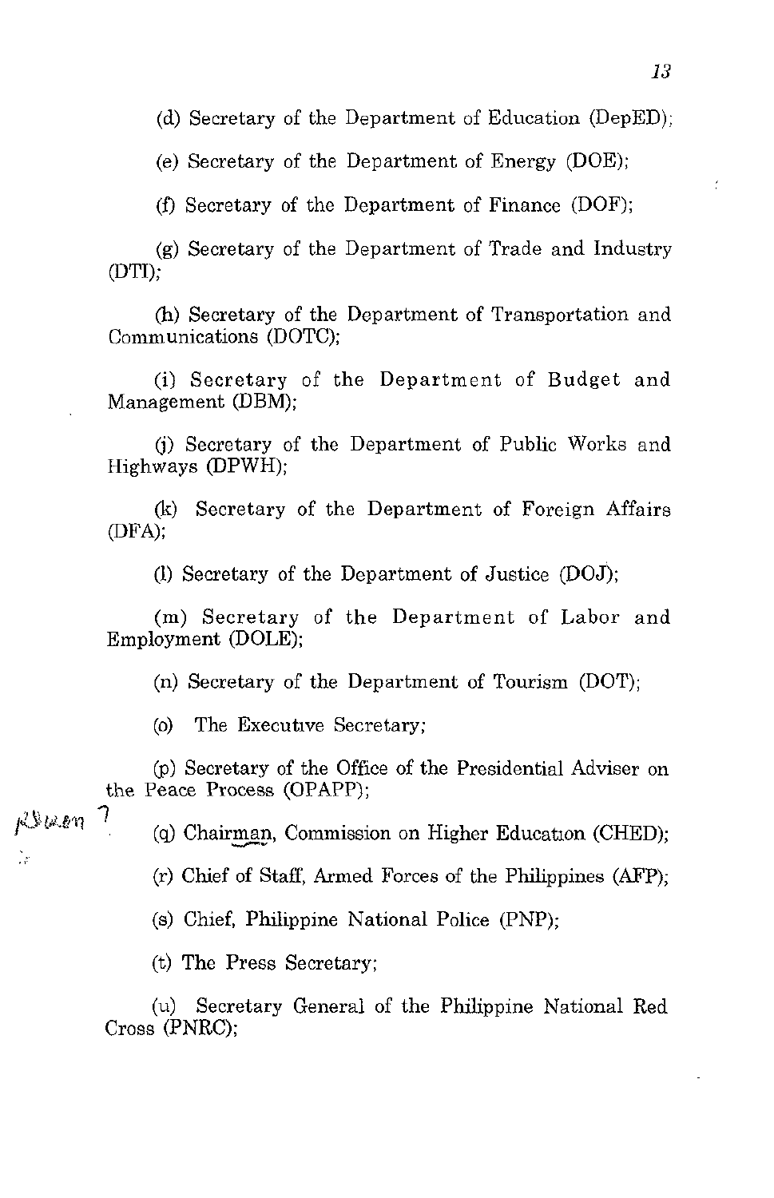(d) Secretary of the Department of Education (DepED);

(e) Secretary of the Department of Energy (DOE);

(f) Secretary of the Department of Finance (DOF);

(g) Secretary of the Department of Trade and Industry (DTI);

(h) Secretary of the Department of Transportation and Communications (DOTC);

(i) Secretary of the Department of Budget and Management (DBM);

(j) Secretary of the Department of Public Works and Highways (DPWH);

(k) Secretary of the Department of Foreign Affairs (DFA);

(l) Secretary of the Department of Justice (DOJ);

(m) Secretary of the Department of Labor and Employment (DOLE);

(n) Secretary of the Department of Tourism (DOT);

(o) The Executive Secretary;

(p) Secretary of the Office of the Presidential Adviser on the Peace Process (OPAPP);

(q) Chairman, Commission on Higher Education (CHED);

(r) Chief of Staff, Armed Forces of the Philippines (AFP);

(s) Chief, Philippine National Police (PNP);

(t) The Press Secretary;

(u) Secretary General of the Philippine National Red Cross (PNRC);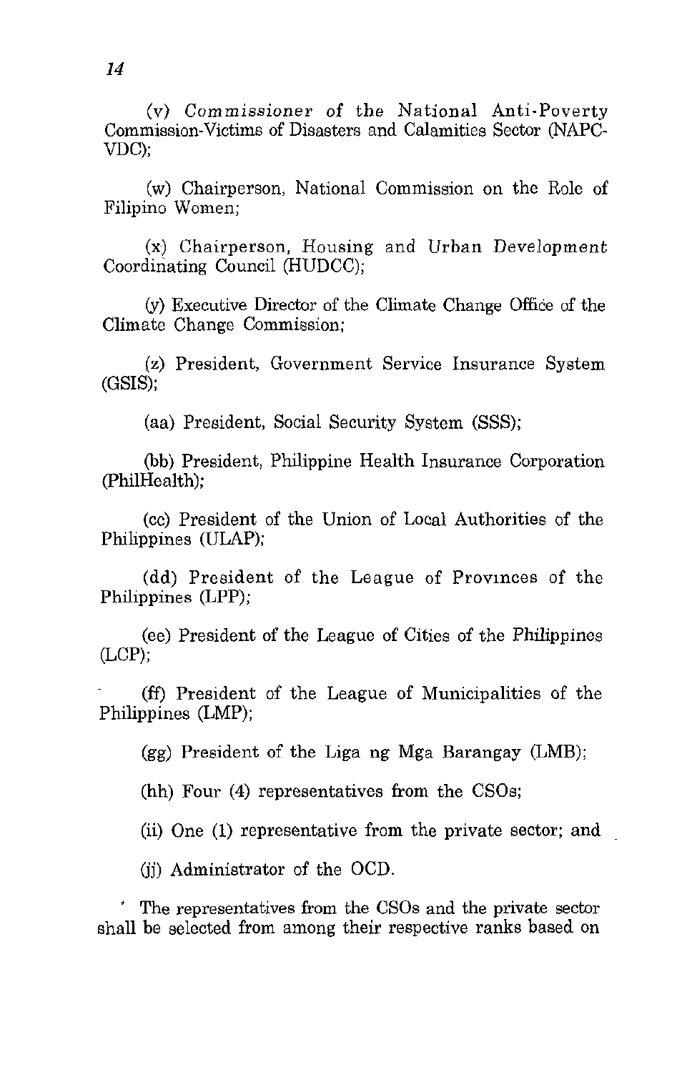(v) Commissioner of the National Anti-Poverty Commission-Victims of Disasters and Calamities Sector (NAPC-VDC);

(w) Chairperson, National Commission on the Role of Filipino Women;

(x) Chairperson, Housing and Urban Development Coordinating Council (HUDCC);

(y) Executive Director of the Climate Change Office of the Climate Change Commission;

(z) President, Government Service Insurance System (GSIS);

(aa) President, Social Security System (SSS);

(bb) President, Philippine Health Insurance Corporation (PhilHealth);

(cc) President of the Union of Local Authorities of the Philippines (ULAP);

(dd) President of the League of Provinces of the Philippines (LPP);

(ee) President of the League of Cities of the Philippines (LCP);

(ff) President of the League of Municipalities of the Philippines (LMP);

(gg) President of the Liga ng Mga Barangay (LMB);

(hh) Four (4) representatives from the CSOs;

(ii) One (1) representative from the private sector; and

(jj) Administrator of the OCD.

The representatives from the CSOs and the private sector shall be selected from among their respective ranks based on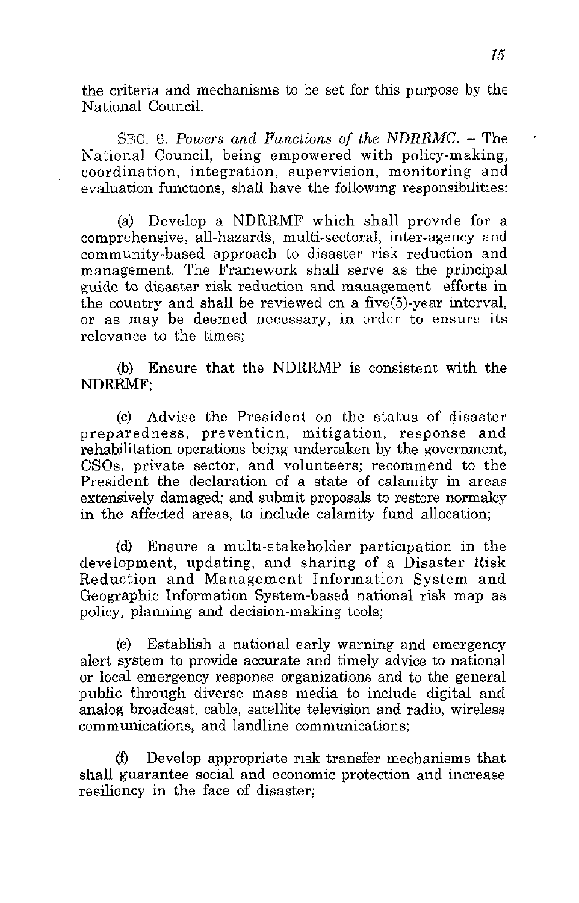the criteria and mechanisms to be set for this purpose by the National Council.

SEC. 6. *Powers and Functions of the NDRRMC.* – The National Council, being empowered with policy-making, coordination, integration, supervision, monitoring and evaluation functions, shall have the following responsibilities:

(a) Develop a NDRRMF which shall provide for a comprehensive, all-hazards, multi-sectoral, inter-agency and community-based approach to disaster risk reduction and management. The Framework shall serve as the principal guide to disaster risk reduction and management efforts in the country and shall be reviewed on a five(5)-year interval, or as may be deemed necessary, in order to ensure its relevance to the times;

(b) Ensure that the NDRRMP is consistent with the NDRRMF;

(c) Advise the President on the status of disaster preparedness, prevention, mitigation, response and rehabilitation operations being undertaken by the government, CSOs, private sector, and volunteers; recommend to the President the declaration of a state of calamity in areas extensively damaged; and submit proposals to restore normalcy in the affected areas, to include calamity fund allocation;

(d) Ensure a multi-stakeholder participation in the development, updating, and sharing of a Disaster Risk Reduction and Management Information System and Geographic Information System-based national risk map as policy, planning and decision-making tools;

(e) Establish a national early warning and emergency alert system to provide accurate and timely advice to national or local emergency response organizations and to the general public through diverse mass media to include digital and analog broadcast, cable, satellite television and radio, wireless communications, and landline communications;

(f) Develop appropriate risk transfer mechanisms that shall guarantee social and economic protection and increase resiliency in the face of disaster;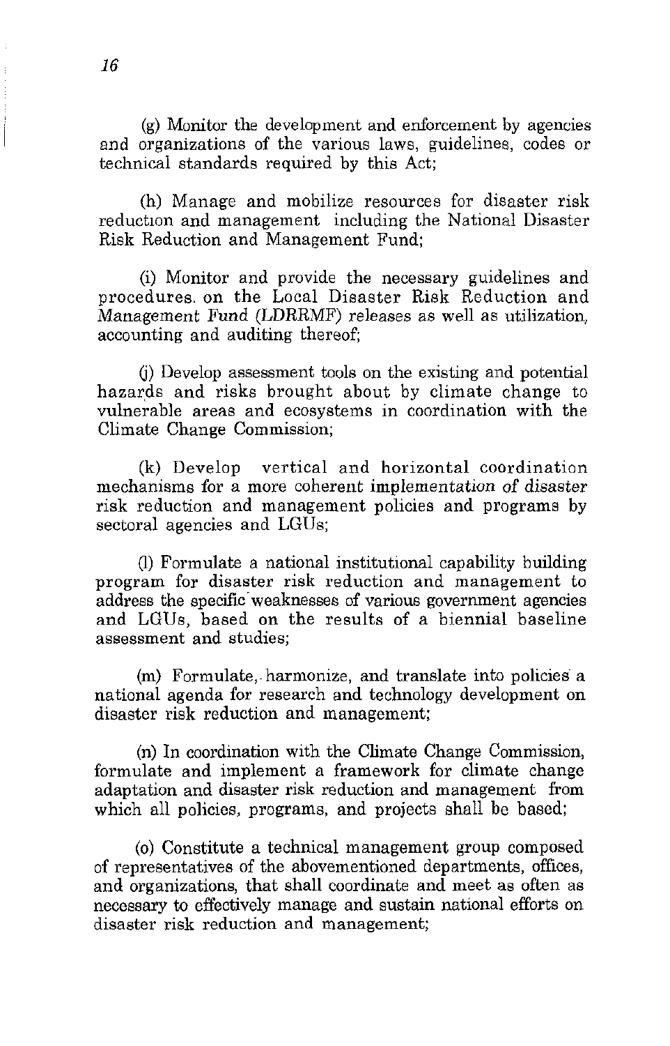(g) Monitor the development and enforcement by agencies and organizations of the various laws, guidelines, codes or technical standards required by this Act;

(h) Manage and mobilize resources for disaster risk reduction and management including the National Disaster Risk Reduction and Management Fund;

(i) Monitor and provide the necessary guidelines and procedures. on the Local Disaster Risk Reduction and Management Fund (LDRRMF) releases as well as utilization, accounting and auditing thereof;

(j) Develop assessment tools on the existing and potential hazards and risks brought about by climate change to vulnerable areas and ecosystems in coordination with the Climate Change Commission;

(k) Develop vertical and horizontal coordination mechanisms for a more coherent implementation of disaster risk reduction and management policies and programs by sectoral agencies and LGUs;

(l) Formulate a national institutional capability building program for disaster risk reduction and management to address the specific weaknesses of various government agencies and LGUs, based on the results of a biennial baseline assessment and studies;

(m) Formulate, harmonize, and translate into policies a national agenda for research and technology development on disaster risk reduction and management;

(n) In coordination with the Climate Change Commission, formulate and implement a framework for climate change adaptation and disaster risk reduction and management from which all policies, programs, and projects shall be based;

(o) Constitute a technical management group composed of representatives of the abovementioned departments, offices, and organizations, that shall coordinate and meet as often as necessary to effectively manage and sustain national efforts on disaster risk reduction and management;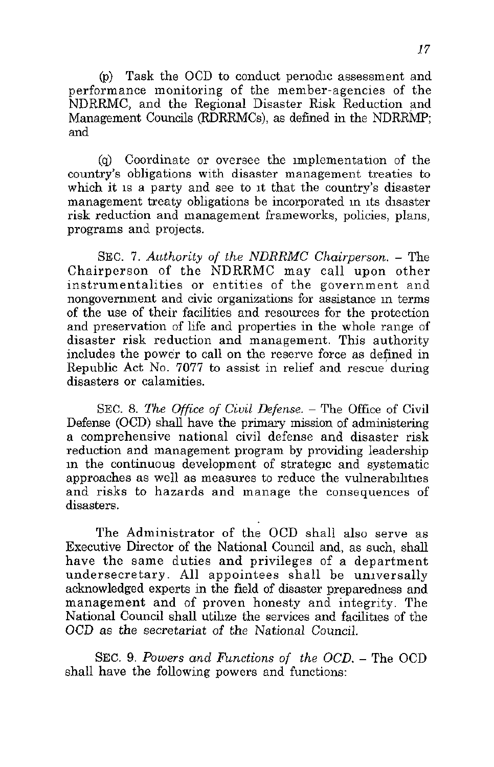(p) Task the OCD to conduct periodic assessment and performance monitoring of the member-agencies of the NDRRMC, and the Regional Disaster Risk Reduction and Management Councils (RDRRMCs), as defined in the NDRRMP; and

(q) Coordinate or oversee the implementation of the country's obligations with disaster management treaties to which it is a party and see to it that the country's disaster management treaty obligations be incorporated in its disaster risk reduction and management frameworks, policies, plans, programs and projects.

SEC. 7. *Authority of the NDRRMC Chairperson.* – The Chairperson of the NDRRMC may call upon other instrumentalities or entities of the government and nongovernment and civic organizations for assistance in terms of the use of their facilities and resources for the protection and preservation of life and properties in the whole range of disaster risk reduction and management. This authority includes the power to call on the reserve force as defined in Republic Act No. 7077 to assist in relief and rescue during disasters or calamities.

SEC. 8. *The Office of Civil Defense.* – The Office of Civil Defense (OCD) shall have the primary mission of administering a comprehensive national civil defense and disaster risk reduction and management program by providing leadership in the continuous development of strategic and systematic approaches as well as measures to reduce the vulnerabilities and risks to hazards and manage the consequences of disasters.

The Administrator of the OCD shall also serve as Executive Director of the National Council and, as such, shall have the same duties and privileges of a department undersecretary. All appointees shall be universally acknowledged experts in the field of disaster preparedness and management and of proven honesty and integrity. The National Council shall utilize the services and facilities of the OCD as the secretariat of the National Council.

SEC. 9. *Powers and Functions of the OCD.* – The OCD shall have the following powers and functions: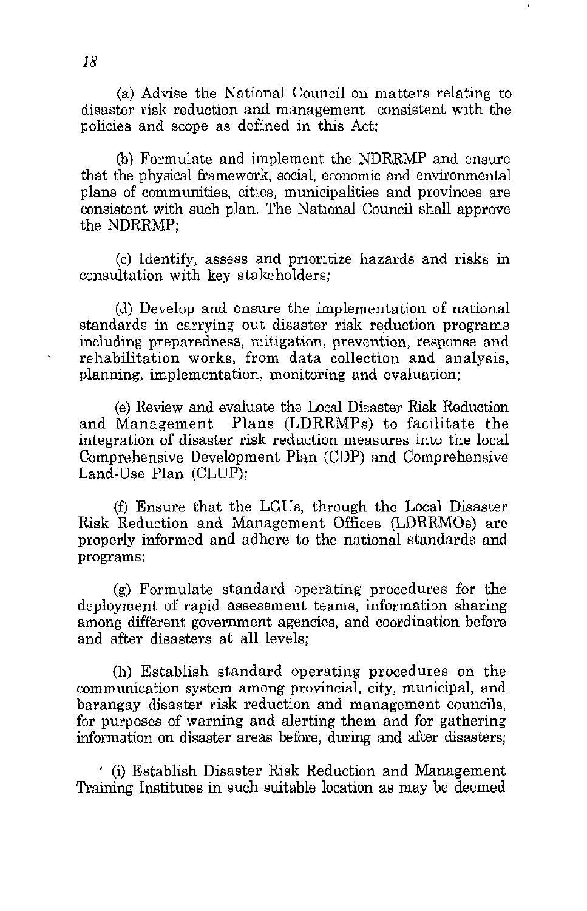(a) Advise the National Council on matters relating to disaster risk reduction and management consistent with the policies and scope as defined in this Act;

(b) Formulate and implement the NDRRMP and ensure that the physical framework, social, economic and environmental plans of communities, cities, municipalities and provinces are consistent with such plan. The National Council shall approve the NDRRMP;

(c) Identify, assess and prioritize hazards and risks in consultation with key stakeholders;

(d) Develop and ensure the implementation of national standards in carrying out disaster risk reduction programs including preparedness, mitigation, prevention, response and rehabilitation works, from data collection and analysis, planning, implementation, monitoring and evaluation;

(e) Review and evaluate the Local Disaster Risk Reduction and Management Plans (LDRRMPs) to facilitate the integration of disaster risk reduction measures into the local Comprehensive Development Plan (CDP) and Comprehensive Land-Use Plan (CLUP);

(f) Ensure that the LGUs, through the Local Disaster Risk Reduction and Management Offices (LDRRMOs) are properly informed and adhere to the national standards and programs;

(g) Formulate standard operating procedures for the deployment of rapid assessment teams, information sharing among different government agencies, and coordination before and after disasters at all levels;

(h) Establish standard operating procedures on the communication system among provincial, city, municipal, and barangay disaster risk reduction and management councils, for purposes of warning and alerting them and for gathering information on disaster areas before, during and after disasters;

(i) Establish Disaster Risk Reduction and Management Training Institutes in such suitable location as may be deemed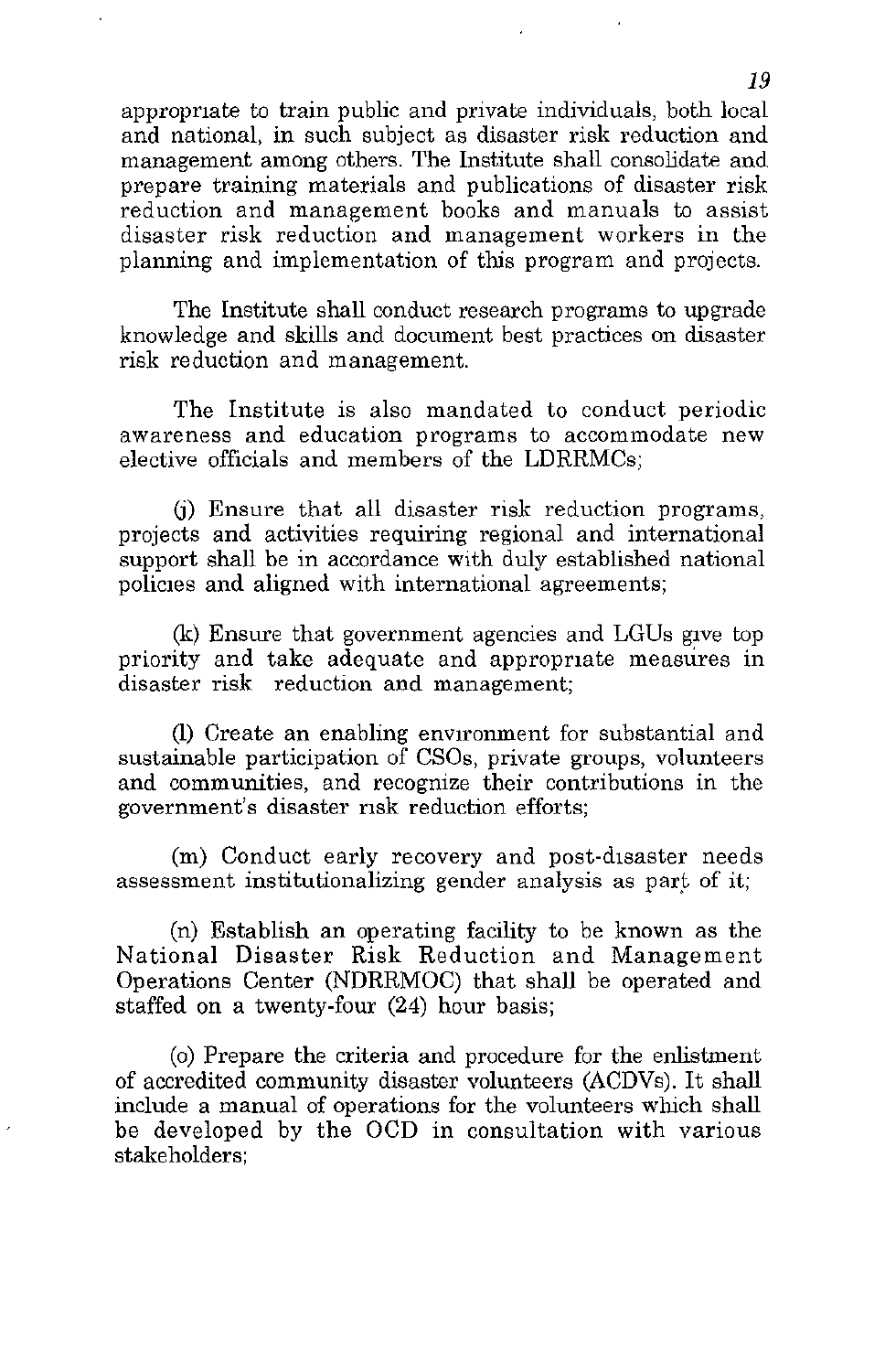appropriate to train public and private individuals, both local and national, in such subject as disaster risk reduction and management among others. The Institute shall consolidate and prepare training materials and publications of disaster risk reduction and management books and manuals to assist disaster risk reduction and management workers in the planning and implementation of this program and projects.

The Institute shall conduct research programs to upgrade knowledge and skills and document best practices on disaster risk reduction and management.

The Institute is also mandated to conduct periodic awareness and education programs to accommodate new elective officials and members of the LDRRMCs;

(j) Ensure that all disaster risk reduction programs, projects and activities requiring regional and international support shall be in accordance with duly established national policies and aligned with international agreements;

(k) Ensure that government agencies and LGUs give top priority and take adequate and appropriate measures in disaster risk reduction and management;

(l) Create an enabling environment for substantial and sustainable participation of CSOs, private groups, volunteers and communities, and recognize their contributions in the government's disaster risk reduction efforts;

(m) Conduct early recovery and post-disaster needs assessment institutionalizing gender analysis as part of it;

(n) Establish an operating facility to be known as the National Disaster Risk Reduction and Management Operations Center (NDRRMOC) that shall be operated and staffed on a twenty-four (24) hour basis;

(o) Prepare the criteria and procedure for the enlistment of accredited community disaster volunteers (ACDVs). It shall include a manual of operations for the volunteers which shall be developed by the OCD in consultation with various stakeholders;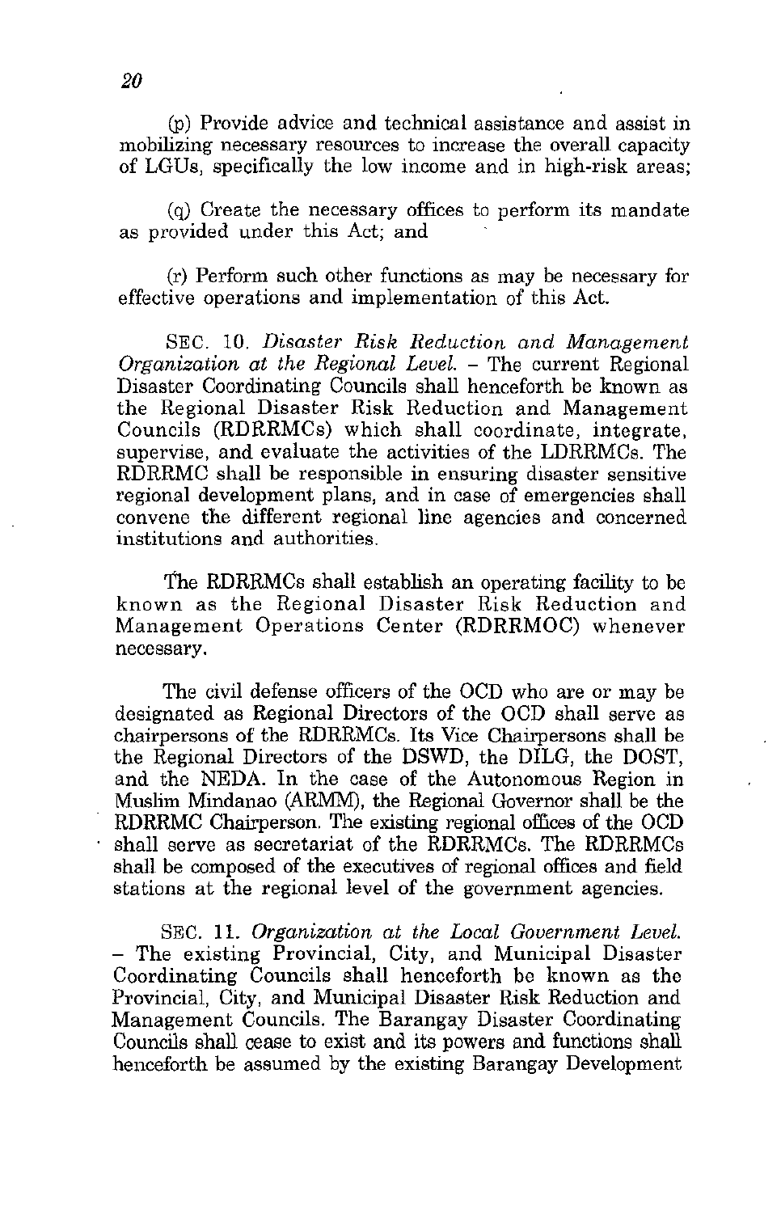(p) Provide advice and technical assistance and assist in mobilizing necessary resources to increase the overall capacity of LGUs, specifically the low income and in high-risk areas;

(q) Create the necessary offices to perform its mandate as provided under this Act; and

(r) Perform such other functions as may be necessary for effective operations and implementation of this Act.

SEC. 10. *Disaster Risk Reduction and Management Organization at the Regional Level.* – The current Regional Disaster Coordinating Councils shall henceforth be known as the Regional Disaster Risk Reduction and Management Councils (RDRRMCs) which shall coordinate, integrate, supervise, and evaluate the activities of the LDRRMCs. The RDRRMC shall be responsible in ensuring disaster sensitive regional development plans, and in case of emergencies shall convene the different regional line agencies and concerned institutions and authorities.

The RDRRMCs shall establish an operating facility to be known as the Regional Disaster Risk Reduction and Management Operations Center (RDRRMOC) whenever necessary.

The civil defense officers of the OCD who are or may be designated as Regional Directors of the OCD shall serve as chairpersons of the RDRRMCs. Its Vice Chairpersons shall be the Regional Directors of the DSWD, the DILG, the DOST, and the NEDA. In the case of the Autonomous Region in Muslim Mindanao (ARMM), the Regional Governor shall be the RDRRMC Chairperson. The existing regional offices of the OCD shall serve as secretariat of the RDRRMCs. The RDRRMCs shall be composed of the executives of regional offices and field stations at the regional level of the government agencies.

SEC. 11. *Organization at the Local Government Level.* – The existing Provincial, City, and Municipal Disaster Coordinating Councils shall henceforth be known as the Provincial, City, and Municipal Disaster Risk Reduction and Management Councils. The Barangay Disaster Coordinating Councils shall cease to exist and its powers and functions shall henceforth be assumed by the existing Barangay Development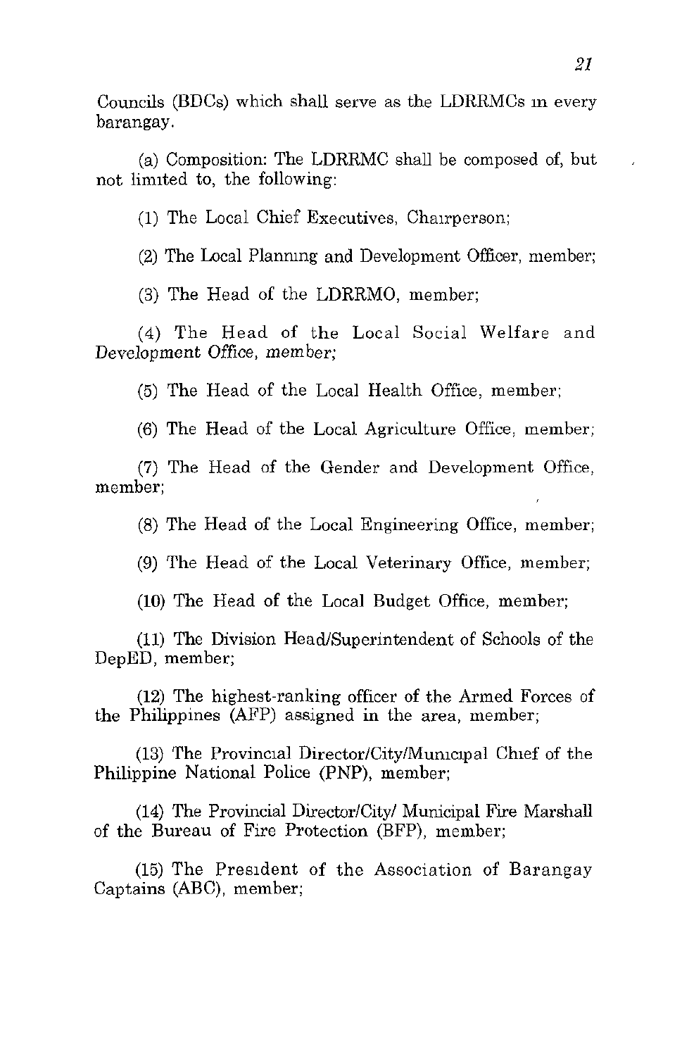Councils (BDCs) which shall serve as the LDRRMCs in every barangay.

(a) Composition: The LDRRMC shall be composed of, but not limited to, the following:

(1) The Local Chief Executives, Chairperson;

(2) The Local Planning and Development Officer, member;

(3) The Head of the LDRRMO, member;

(4) The Head of the Local Social Welfare and Development Office, member;

(5) The Head of the Local Health Office, member;

(6) The Head of the Local Agriculture Office, member;

(7) The Head of the Gender and Development Office, member;

(8) The Head of the Local Engineering Office, member;

(9) The Head of the Local Veterinary Office, member;

(10) The Head of the Local Budget Office, member;

(11) The Division Head/Superintendent of Schools of the DepED, member;

(12) The highest-ranking officer of the Armed Forces of the Philippines (AFP) assigned in the area, member;

(13) The Provincial Director/City/Municipal Chief of the Philippine National Police (PNP), member;

(14) The Provincial Director/City/ Municipal Fire Marshall of the Bureau of Fire Protection (BFP), member;

(15) The President of the Association of Barangay Captains (ABC), member;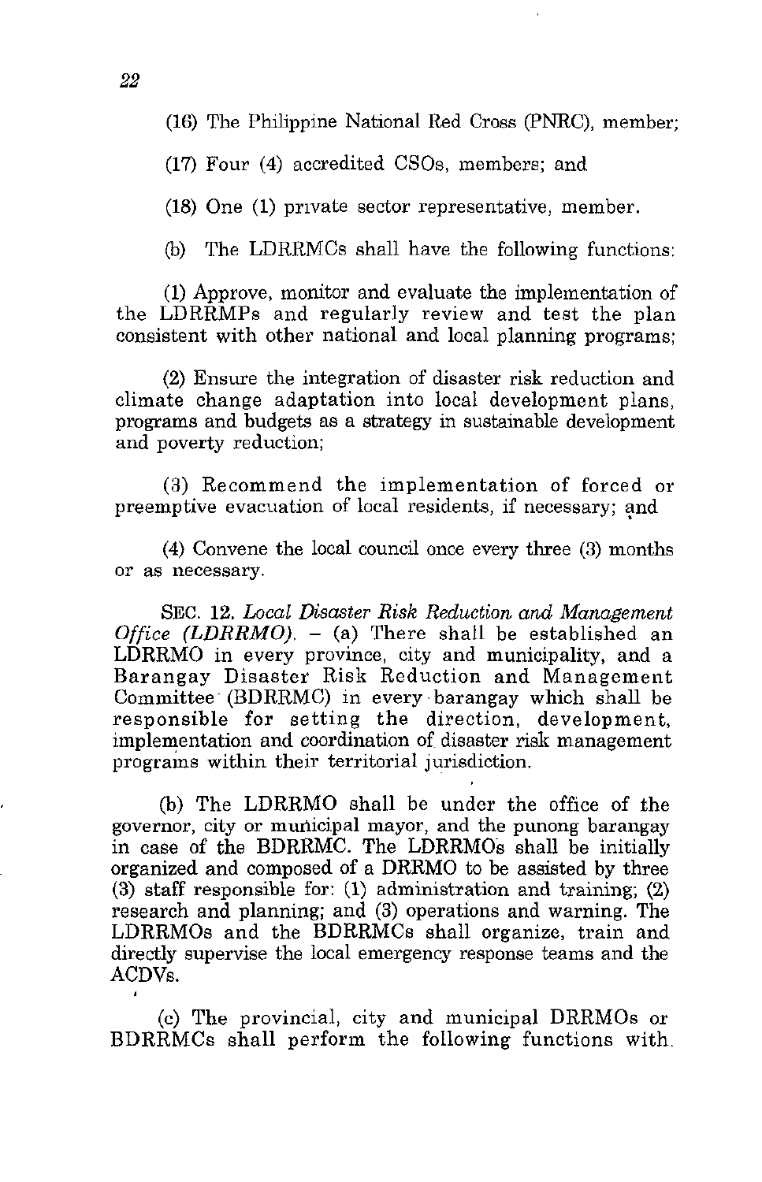(16) The Philippine National Red Cross (PNRC), member;

(17) Four (4) accredited CSOs, members; and

(18) One (1) private sector representative, member.

(b) The LDRRMCs shall have the following functions:

(1) Approve, monitor and evaluate the implementation of the LDRRMPs and regularly review and test the plan consistent with other national and local planning programs;

(2) Ensure the integration of disaster risk reduction and climate change adaptation into local development plans, programs and budgets as a strategy in sustainable development and poverty reduction;

(3) Recommend the implementation of forced or preemptive evacuation of local residents, if necessary; and

(4) Convene the local council once every three (3) months or as necessary.

SEC. 12. *Local Disaster Risk Reduction and Management Office (LDRRMO).* – (a) There shall be established an LDRRMO in every province, city and municipality, and a Barangay Disaster Risk Reduction and Management Committee (BDRRMC) in every barangay which shall be responsible for setting the direction, development, implementation and coordination of disaster risk management programs within their territorial jurisdiction.

(b) The LDRRMO shall be under the office of the governor, city or municipal mayor, and the punong barangay in case of the BDRRMC. The LDRRMOs shall be initially organized and composed of a DRRMO to be assisted by three (3) staff responsible for: (1) administration and training; (2) research and planning; and (3) operations and warning. The LDRRMOs and the BDRRMCs shall organize, train and directly supervise the local emergency response teams and the ACDVs.

(c) The provincial, city and municipal DRRMOs or BDRRMCs shall perform the following functions with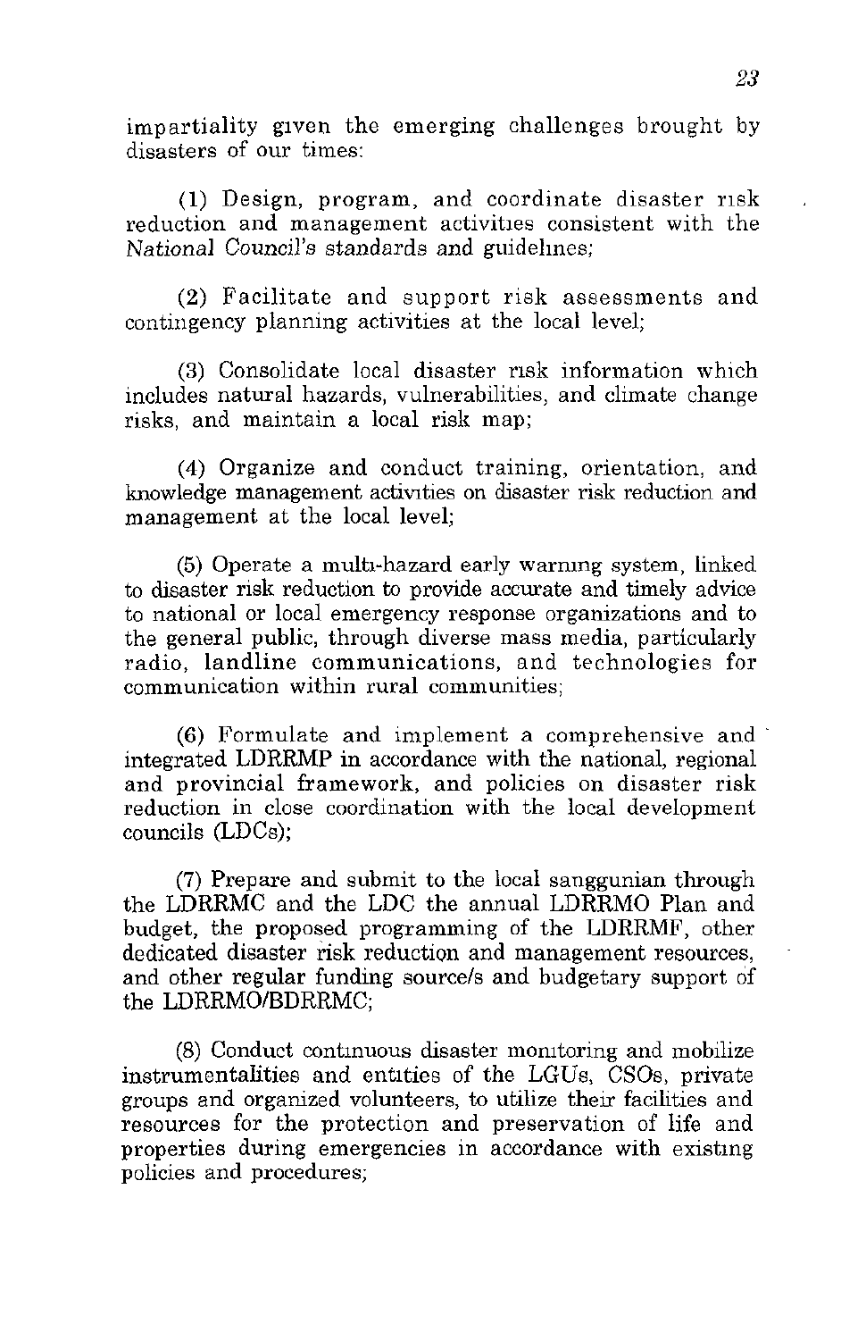impartiality given the emerging challenges brought by disasters of our times:

(1) Design, program, and coordinate disaster risk reduction and management activities consistent with the National Council's standards and guidelines;

(2) Facilitate and support risk assessments and contingency planning activities at the local level;

(3) Consolidate local disaster risk information which includes natural hazards, vulnerabilities, and climate change risks, and maintain a local risk map;

(4) Organize and conduct training, orientation, and knowledge management activities on disaster risk reduction and management at the local level;

(5) Operate a multi-hazard early warning system, linked to disaster risk reduction to provide accurate and timely advice to national or local emergency response organizations and to the general public, through diverse mass media, particularly radio, landline communications, and technologies for communication within rural communities;

(6) Formulate and implement a comprehensive and integrated LDRRMP in accordance with the national, regional and provincial framework, and policies on disaster risk reduction in close coordination with the local development councils (LDCs);

(7) Prepare and submit to the local sanggunian through the LDRRMC and the LDC the annual LDRRMO Plan and budget, the proposed programming of the LDRRMF, other dedicated disaster risk reduction and management resources, and other regular funding source/s and budgetary support of the LDRRMO/BDRRMC;

(8) Conduct continuous disaster monitoring and mobilize instrumentalities and entities of the LGUs, CSOs, private groups and organized volunteers, to utilize their facilities and resources for the protection and preservation of life and properties during emergencies in accordance with existing policies and procedures;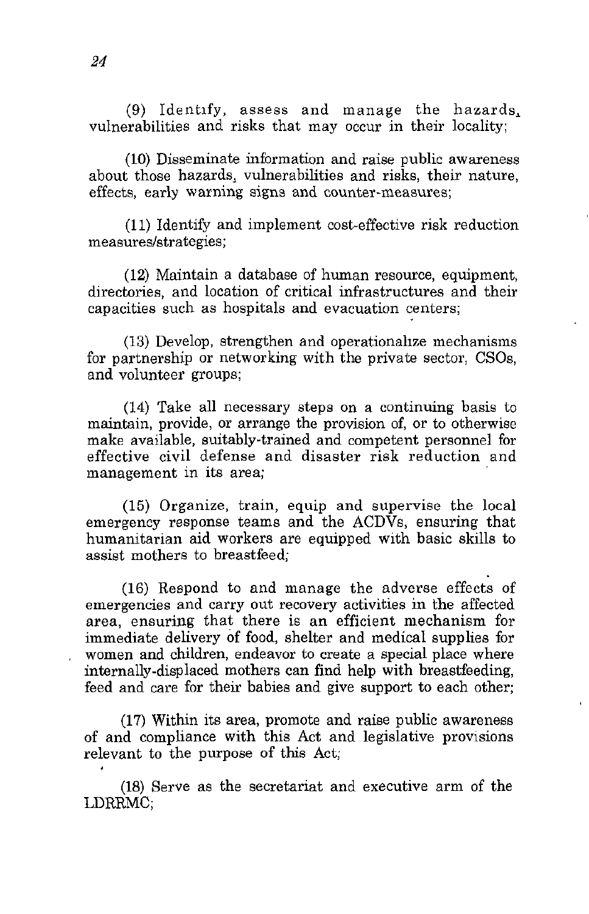(9) Identify, assess and manage the hazards, vulnerabilities and risks that may occur in their locality;

(10) Disseminate information and raise public awareness about those hazards, vulnerabilities and risks, their nature, effects, early warning signs and counter-measures;

(11) Identify and implement cost-effective risk reduction measures/strategies;

(12) Maintain a database of human resource, equipment, directories, and location of critical infrastructures and their capacities such as hospitals and evacuation centers;

(13) Develop, strengthen and operationalize mechanisms for partnership or networking with the private sector, CSOs, and volunteer groups;

(14) Take all necessary steps on a continuing basis to maintain, provide, or arrange the provision of, or to otherwise make available, suitably-trained and competent personnel for effective civil defense and disaster risk reduction and management in its area;

(15) Organize, train, equip and supervise the local emergency response teams and the ACDVs, ensuring that humanitarian aid workers are equipped with basic skills to assist mothers to breastfeed;

(16) Respond to and manage the adverse effects of emergencies and carry out recovery activities in the affected area, ensuring that there is an efficient mechanism for immediate delivery of food, shelter and medical supplies for women and children, endeavor to create a special place where internally-displaced mothers can find help with breastfeeding, feed and care for their babies and give support to each other;

(17) Within its area, promote and raise public awareness of and compliance with this Act and legislative provisions relevant to the purpose of this Act;

(18) Serve as the secretariat and executive arm of the LDRRMC;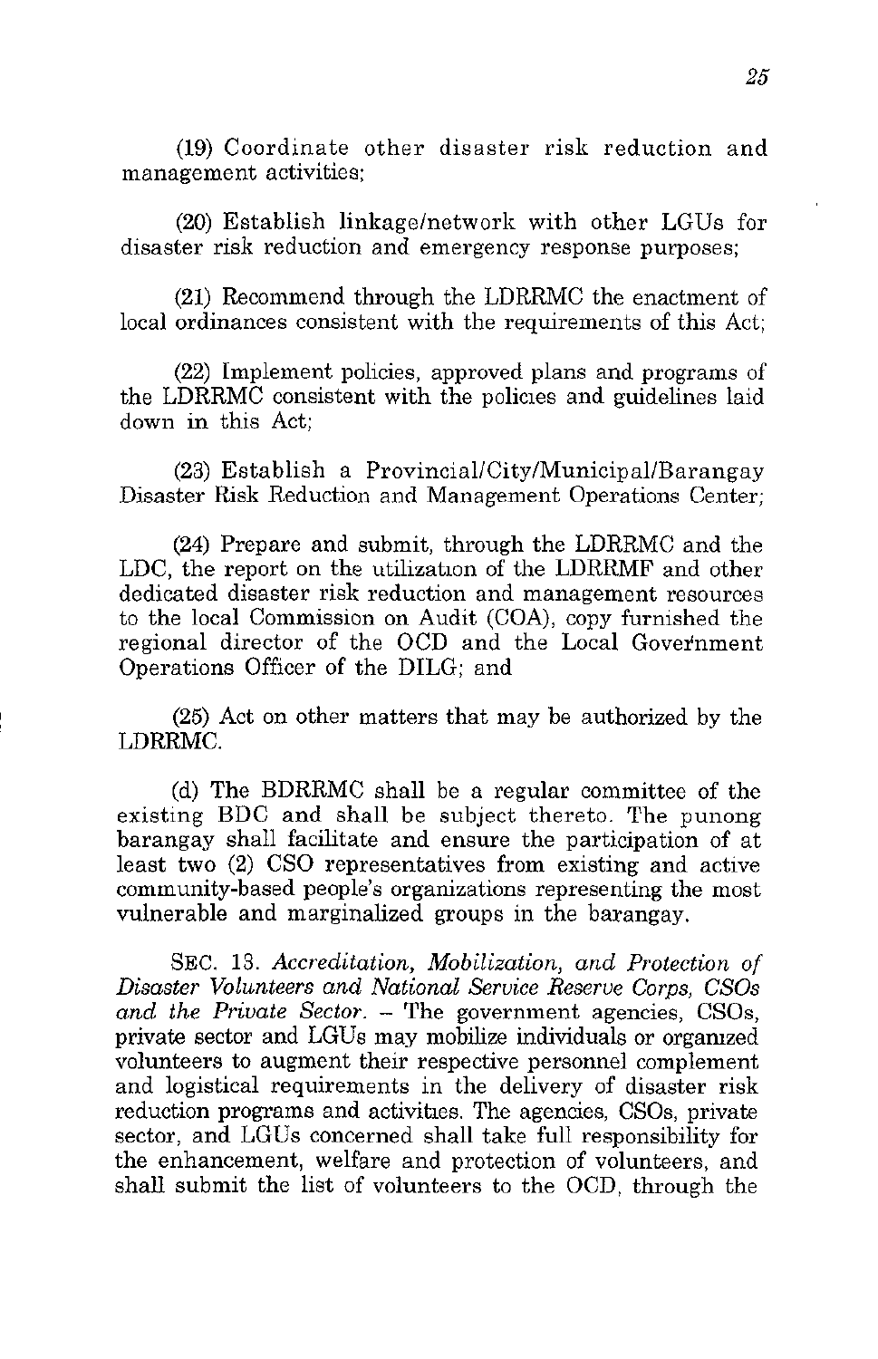(19) Coordinate other disaster risk reduction and management activities;

(20) Establish linkage/network with other LGUs for disaster risk reduction and emergency response purposes;

(21) Recommend through the LDRRMC the enactment of local ordinances consistent with the requirements of this Act;

(22) Implement policies, approved plans and programs of the LDRRMC consistent with the policies and guidelines laid down in this Act;

(23) Establish a Provincial/City/Municipal/Barangay Disaster Risk Reduction and Management Operations Center;

(24) Prepare and submit, through the LDRRMC and the LDC, the report on the utilization of the LDRRMF and other dedicated disaster risk reduction and management resources to the local Commission on Audit (COA), copy furnished the regional director of the OCD and the Local Government Operations Officer of the DILG; and

(25) Act on other matters that may be authorized by the LDRRMC.

(d) The BDRRMC shall be a regular committee of the existing BDC and shall be subject thereto. The punong barangay shall facilitate and ensure the participation of at least two (2) CSO representatives from existing and active community-based people's organizations representing the most vulnerable and marginalized groups in the barangay.

SEC. 13. *Accreditation, Mobilization, and Protection of Disaster Volunteers and National Service Reserve Corps, CSOs and the Private Sector.* – The government agencies, CSOs, private sector and LGUs may mobilize individuals or organized volunteers to augment their respective personnel complement and logistical requirements in the delivery of disaster risk reduction programs and activities. The agencies, CSOs, private sector, and LGUs concerned shall take full responsibility for the enhancement, welfare and protection of volunteers, and shall submit the list of volunteers to the OCD, through the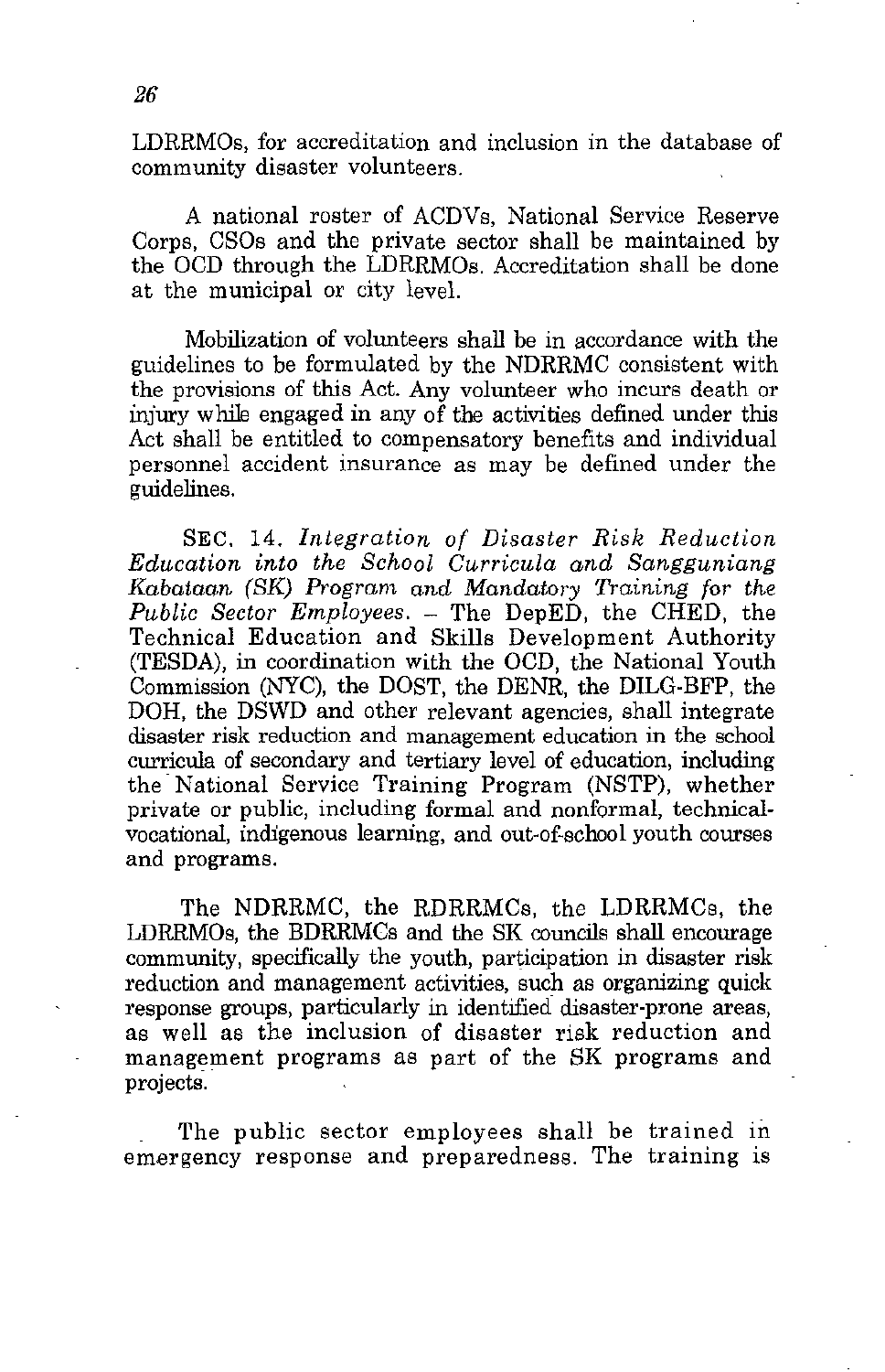LDRRMOs, for accreditation and inclusion in the database of community disaster volunteers.

A national roster of ACDVs, National Service Reserve Corps, CSOs and the private sector shall be maintained by the OCD through the LDRRMOs. Accreditation shall be done at the municipal or city level.

Mobilization of volunteers shall be in accordance with the guidelines to be formulated by the NDRRMC consistent with the provisions of this Act. Any volunteer who incurs death or injury while engaged in any of the activities defined under this Act shall be entitled to compensatory benefits and individual personnel accident insurance as may be defined under the guidelines.

SEC. 14. *Integration of Disaster Risk Reduction Education into the School Curricula and Sangguniang Kabataan (SK) Program and Mandatory Training for the Public Sector Employees.* – The DepED, the CHED, the Technical Education and Skills Development Authority (TESDA), in coordination with the OCD, the National Youth Commission (NYC), the DOST, the DENR, the DILG-BFP, the DOH, the DSWD and other relevant agencies, shall integrate disaster risk reduction and management education in the school curricula of secondary and tertiary level of education, including the National Service Training Program (NSTP), whether private or public, including formal and nonformal, technical-vocational, indigenous learning, and out-of-school youth courses and programs.

The NDRRMC, the RDRRMCs, the LDRRMCs, the LDRRMOs, the BDRRMCs and the SK councils shall encourage community, specifically the youth, participation in disaster risk reduction and management activities, such as organizing quick response groups, particularly in identified disaster-prone areas, as well as the inclusion of disaster risk reduction and management programs as part of the SK programs and projects.

The public sector employees shall be trained in emergency response and preparedness. The training is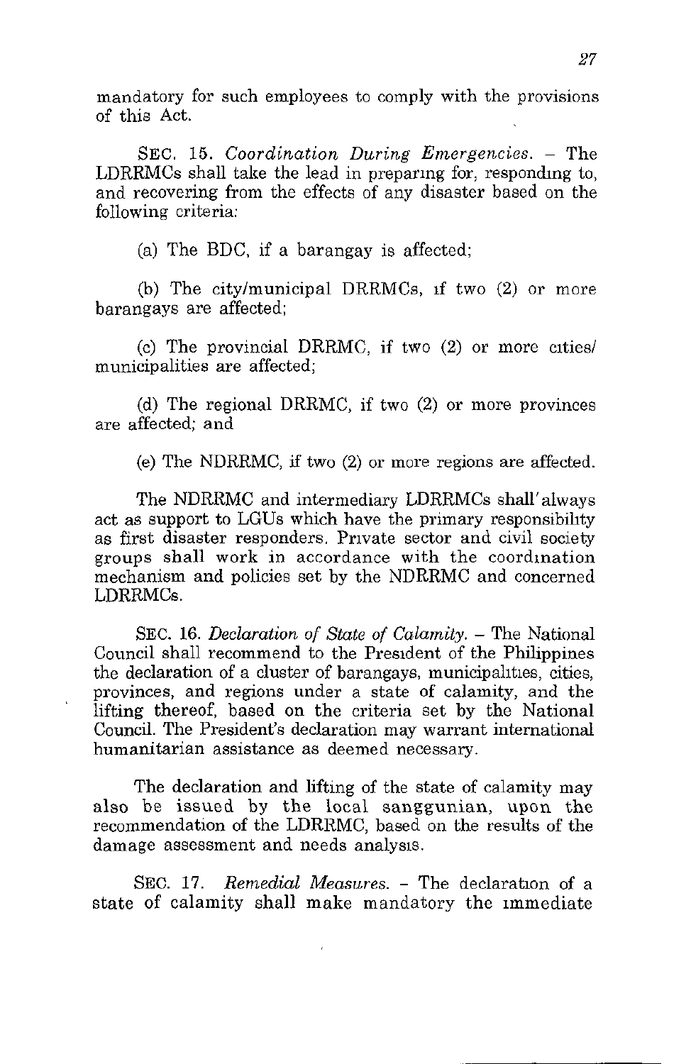mandatory for such employees to comply with the provisions of this Act.

SEC. 15. *Coordination During Emergencies.* – The LDRRMCs shall take the lead in preparing for, responding to, and recovering from the effects of any disaster based on the following criteria:

(a) The BDC, if a barangay is affected;

(b) The city/municipal DRRMCs, if two (2) or more barangays are affected;

(c) The provincial DRRMC, if two (2) or more cities/ municipalities are affected;

(d) The regional DRRMC, if two (2) or more provinces are affected; and

(e) The NDRRMC, if two (2) or more regions are affected.

The NDRRMC and intermediary LDRRMCs shall always act as support to LGUs which have the primary responsibility as first disaster responders. Private sector and civil society groups shall work in accordance with the coordination mechanism and policies set by the NDRRMC and concerned LDRRMCs.

SEC. 16. *Declaration of State of Calamity.* – The National Council shall recommend to the President of the Philippines the declaration of a cluster of barangays, municipalities, cities, provinces, and regions under a state of calamity, and the lifting thereof, based on the criteria set by the National Council. The President's declaration may warrant international humanitarian assistance as deemed necessary.

The declaration and lifting of the state of calamity may also be issued by the local sanggunian, upon the recommendation of the LDRRMC, based on the results of the damage assessment and needs analysis.

SEC. 17. *Remedial Measures.* – The declaration of a state of calamity shall make mandatory the immediate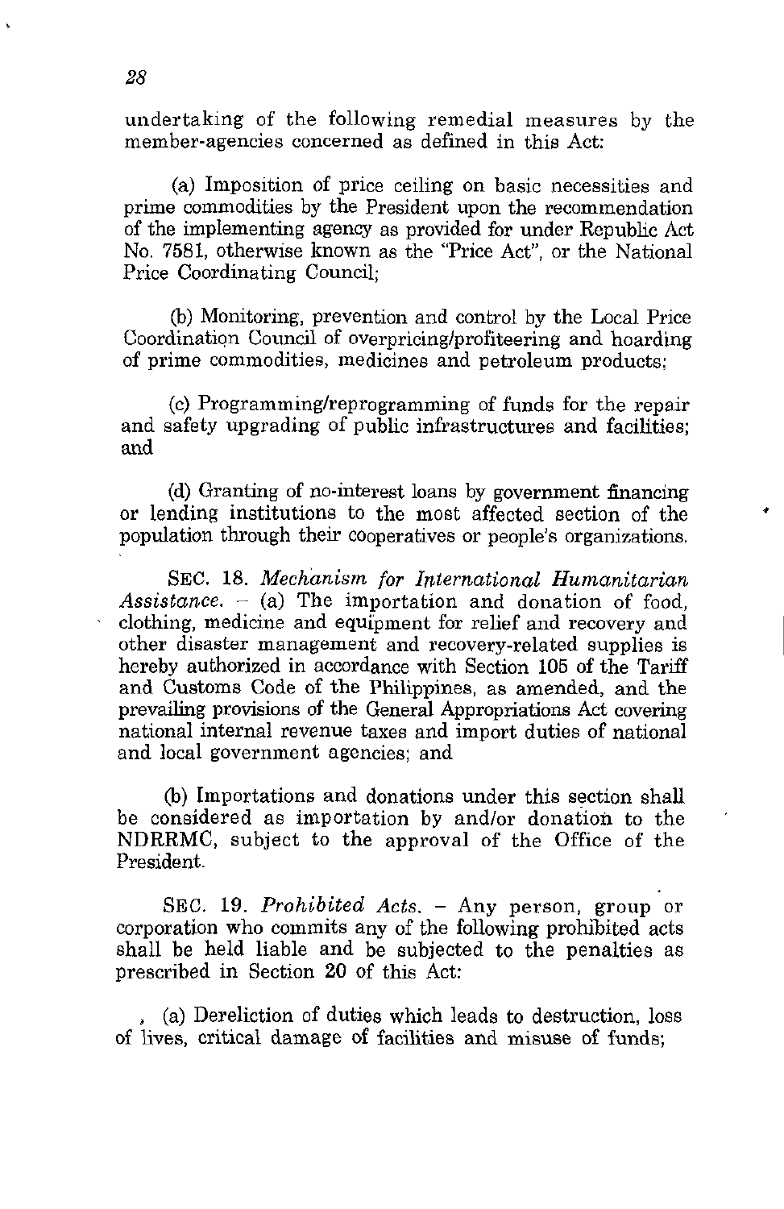undertaking of the following remedial measures by the member-agencies concerned as defined in this Act:

(a) Imposition of price ceiling on basic necessities and prime commodities by the President upon the recommendation of the implementing agency as provided for under Republic Act No. 7581, otherwise known as the "Price Act", or the National Price Coordinating Council;

(b) Monitoring, prevention and control by the Local Price Coordination Council of overpricing/profiteering and hoarding of prime commodities, medicines and petroleum products;

(c) Programming/reprogramming of funds for the repair and safety upgrading of public infrastructures and facilities; and

(d) Granting of no-interest loans by government financing or lending institutions to the most affected section of the population through their cooperatives or people's organizations.

SEC. 18. *Mechanism for International Humanitarian Assistance.* – (a) The importation and donation of food, clothing, medicine and equipment for relief and recovery and other disaster management and recovery-related supplies is hereby authorized in accordance with Section 105 of the Tariff and Customs Code of the Philippines, as amended, and the prevailing provisions of the General Appropriations Act covering national internal revenue taxes and import duties of national and local government agencies; and

(b) Importations and donations under this section shall be considered as importation by and/or donation to the NDRRMC, subject to the approval of the Office of the President.

SEC. 19. *Prohibited Acts.* – Any person, group or corporation who commits any of the following prohibited acts shall be held liable and be subjected to the penalties as prescribed in Section 20 of this Act:

(a) Dereliction of duties which leads to destruction, loss of lives, critical damage of facilities and misuse of funds;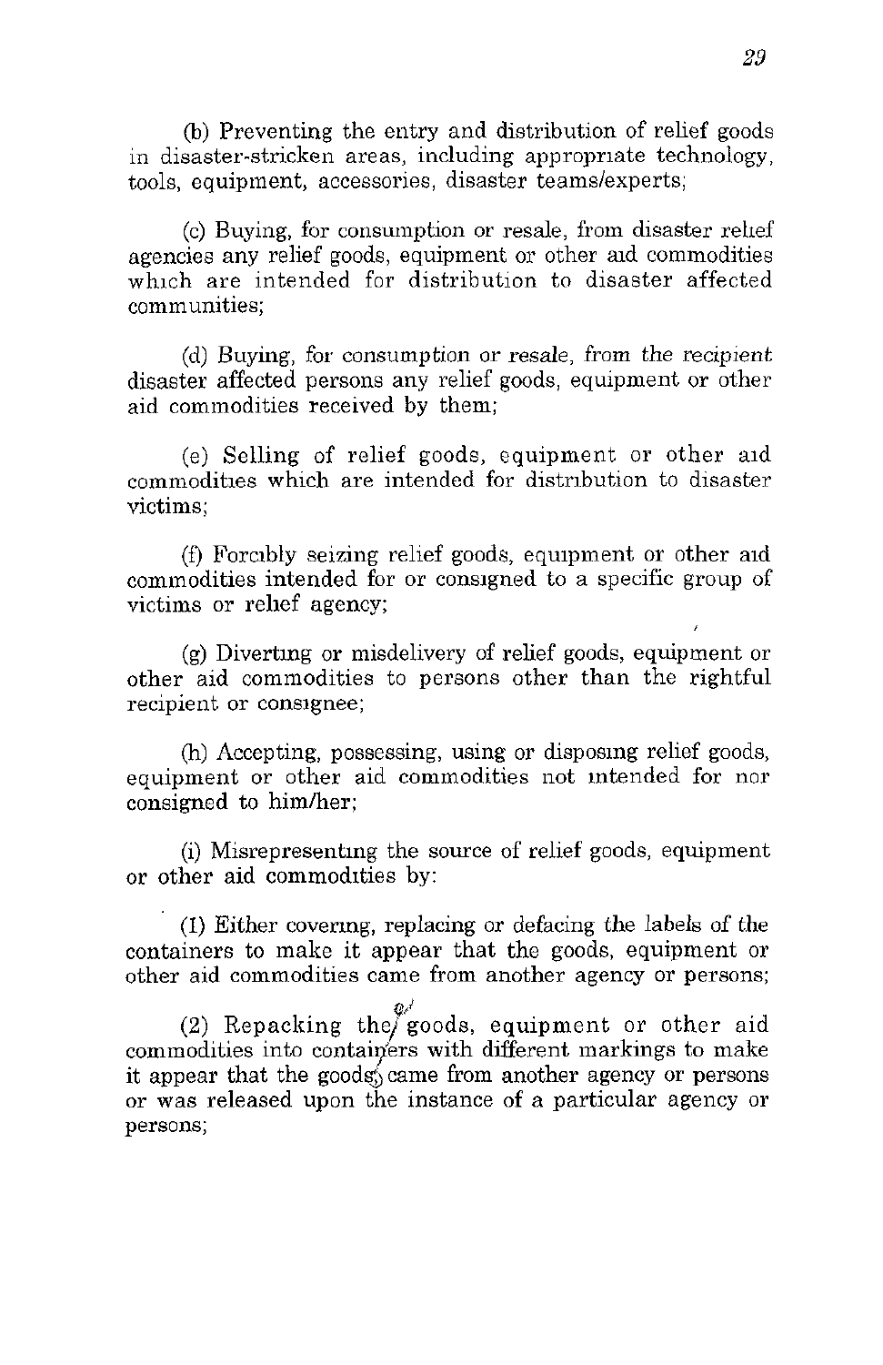(b) Preventing the entry and distribution of relief goods in disaster-stricken areas, including appropriate technology, tools, equipment, accessories, disaster teams/experts;

(c) Buying, for consumption or resale, from disaster relief agencies any relief goods, equipment or other aid commodities which are intended for distribution to disaster affected communities;

(d) Buying, for consumption or resale, from the recipient disaster affected persons any relief goods, equipment or other aid commodities received by them;

(e) Selling of relief goods, equipment or other aid commodities which are intended for distribution to disaster victims;

(f) Forcibly seizing relief goods, equipment or other aid commodities intended for or consigned to a specific group of victims or relief agency;

(g) Diverting or misdelivery of relief goods, equipment or other aid commodities to persons other than the rightful recipient or consignee;

(h) Accepting, possessing, using or disposing relief goods, equipment or other aid commodities not intended for nor consigned to him/her;

(i) Misrepresenting the source of relief goods, equipment or other aid commodities by:

(1) Either covering, replacing or defacing the labels of the containers to make it appear that the goods, equipment or other aid commodities came from another agency or persons;

(2) Repacking the goods, equipment or other aid commodities into containers with different markings to make it appear that the goods came from another agency or persons or was released upon the instance of a particular agency or persons;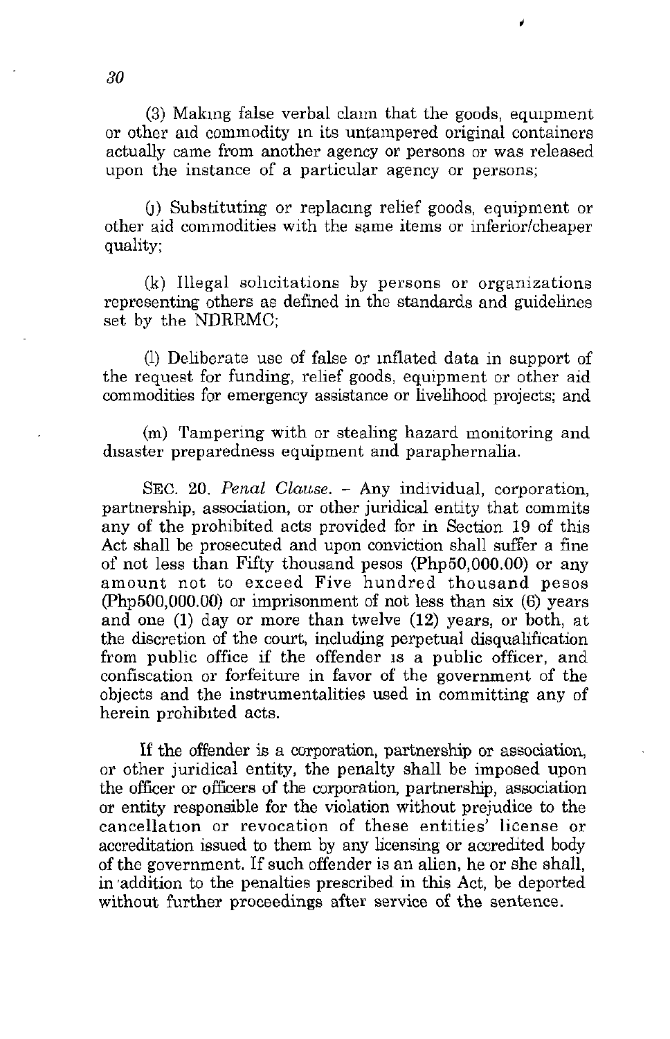(3) Making false verbal claim that the goods, equipment or other aid commodity in its untampered original containers actually came from another agency or persons or was released upon the instance of a particular agency or persons;

(j) Substituting or replacing relief goods, equipment or other aid commodities with the same items or inferior/cheaper quality;

(k) Illegal solicitations by persons or organizations representing others as defined in the standards and guidelines set by the NDRRMC;

(l) Deliberate use of false or inflated data in support of the request for funding, relief goods, equipment or other aid commodities for emergency assistance or livelihood projects; and

(m) Tampering with or stealing hazard monitoring and disaster preparedness equipment and paraphernalia.

SEC. 20. *Penal Clause.* – Any individual, corporation, partnership, association, or other juridical entity that commits any of the prohibited acts provided for in Section 19 of this Act shall be prosecuted and upon conviction shall suffer a fine of not less than Fifty thousand pesos (Php50,000.00) or any amount not to exceed Five hundred thousand pesos (Php500,000.00) or imprisonment of not less than six (6) years and one (1) day or more than twelve (12) years, or both, at the discretion of the court, including perpetual disqualification from public office if the offender is a public officer, and confiscation or forfeiture in favor of the government of the objects and the instrumentalities used in committing any of herein prohibited acts.

If the offender is a corporation, partnership or association, or other juridical entity, the penalty shall be imposed upon the officer or officers of the corporation, partnership, association or entity responsible for the violation without prejudice to the cancellation or revocation of these entities' license or accreditation issued to them by any licensing or accredited body of the government. If such offender is an alien, he or she shall, in addition to the penalties prescribed in this Act, be deported without further proceedings after service of the sentence.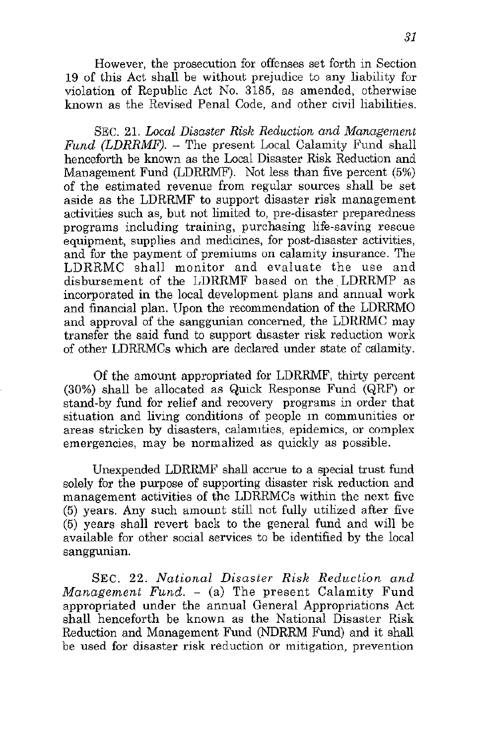However, the prosecution for offenses set forth in Section 19 of this Act shall be without prejudice to any liability for violation of Republic Act No. 3185, as amended, otherwise known as the Revised Penal Code, and other civil liabilities.

SEC. 21. *Local Disaster Risk Reduction and Management Fund (LDRRMF).* – The present Local Calamity Fund shall henceforth be known as the Local Disaster Risk Reduction and Management Fund (LDRRMF). Not less than five percent (5%) of the estimated revenue from regular sources shall be set aside as the LDRRMF to support disaster risk management activities such as, but not limited to, pre-disaster preparedness programs including training, purchasing life-saving rescue equipment, supplies and medicines, for post-disaster activities, and for the payment of premiums on calamity insurance. The LDRRMC shall monitor and evaluate the use and disbursement of the LDRRMF based on the LDRRMP as incorporated in the local development plans and annual work and financial plan. Upon the recommendation of the LDRRMO and approval of the sanggunian concerned, the LDRRMC may transfer the said fund to support disaster risk reduction work of other LDRRMCs which are declared under state of calamity.

Of the amount appropriated for LDRRMF, thirty percent (30%) shall be allocated as Quick Response Fund (QRF) or stand-by fund for relief and recovery programs in order that situation and living conditions of people in communities or areas stricken by disasters, calamities, epidemics, or complex emergencies, may be normalized as quickly as possible.

Unexpended LDRRMF shall accrue to a special trust fund solely for the purpose of supporting disaster risk reduction and management activities of the LDRRMCs within the next five (5) years. Any such amount still not fully utilized after five (5) years shall revert back to the general fund and will be available for other social services to be identified by the local sanggunian.

SEC. 22. *National Disaster Risk Reduction and Management Fund.* – (a) The present Calamity Fund appropriated under the annual General Appropriations Act shall henceforth be known as the National Disaster Risk Reduction and Management Fund (NDRRM Fund) and it shall be used for disaster risk reduction or mitigation, prevention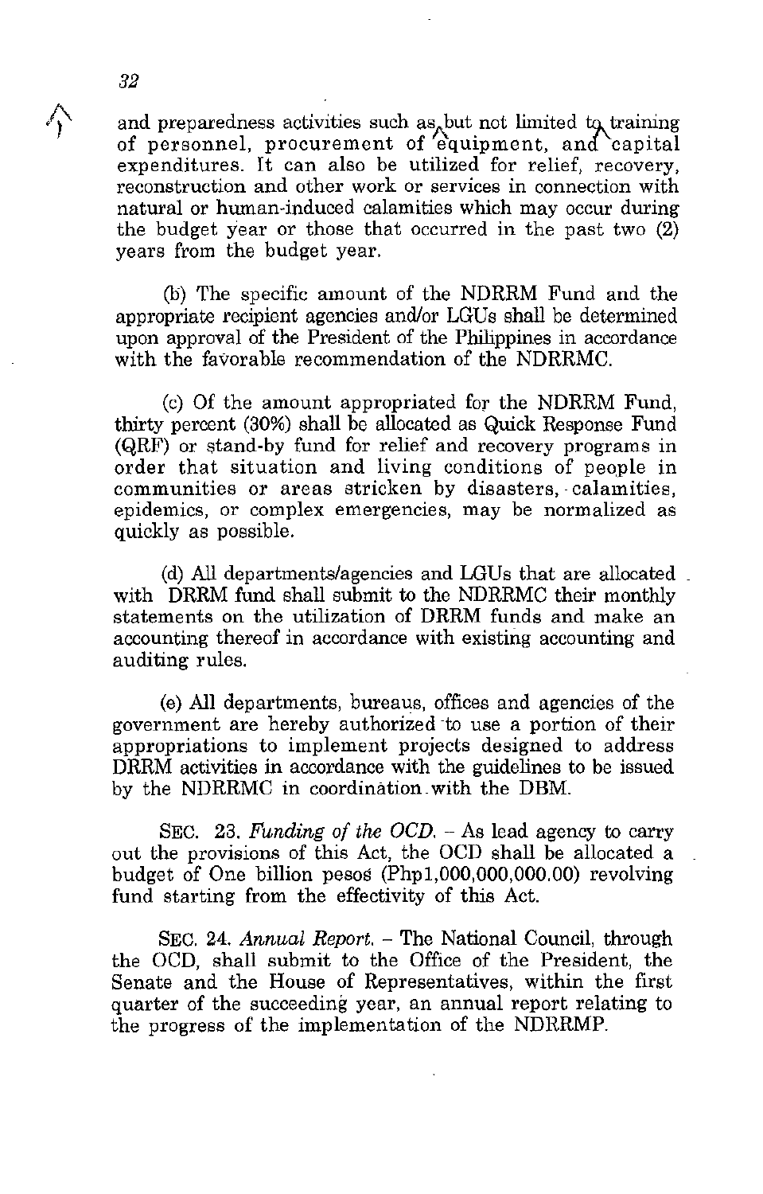and preparedness activities such as but not limited to training of personnel, procurement of equipment, and capital expenditures. It can also be utilized for relief, recovery, reconstruction and other work or services in connection with natural or human-induced calamities which may occur during the budget year or those that occurred in the past two (2) years from the budget year.

(b) The specific amount of the NDRRM Fund and the appropriate recipient agencies and/or LGUs shall be determined upon approval of the President of the Philippines in accordance with the favorable recommendation of the NDRRMC.

(c) Of the amount appropriated for the NDRRM Fund, thirty percent (30%) shall be allocated as Quick Response Fund (QRF) or stand-by fund for relief and recovery programs in order that situation and living conditions of people in communities or areas stricken by disasters, calamities, epidemics, or complex emergencies, may be normalized as quickly as possible.

(d) All departments/agencies and LGUs that are allocated with DRRM fund shall submit to the NDRRMC their monthly statements on the utilization of DRRM funds and make an accounting thereof in accordance with existing accounting and auditing rules.

(e) All departments, bureaus, offices and agencies of the government are hereby authorized to use a portion of their appropriations to implement projects designed to address DRRM activities in accordance with the guidelines to be issued by the NDRRMC in coordination with the DBM.

SEC. 23. *Funding of the OCD.* – As lead agency to carry out the provisions of this Act, the OCD shall be allocated a budget of One billion pesos (Php1,000,000,000.00) revolving fund starting from the effectivity of this Act.

SEC. 24. *Annual Report.* – The National Council, through the OCD, shall submit to the Office of the President, the Senate and the House of Representatives, within the first quarter of the succeeding year, an annual report relating to the progress of the implementation of the NDRRMP.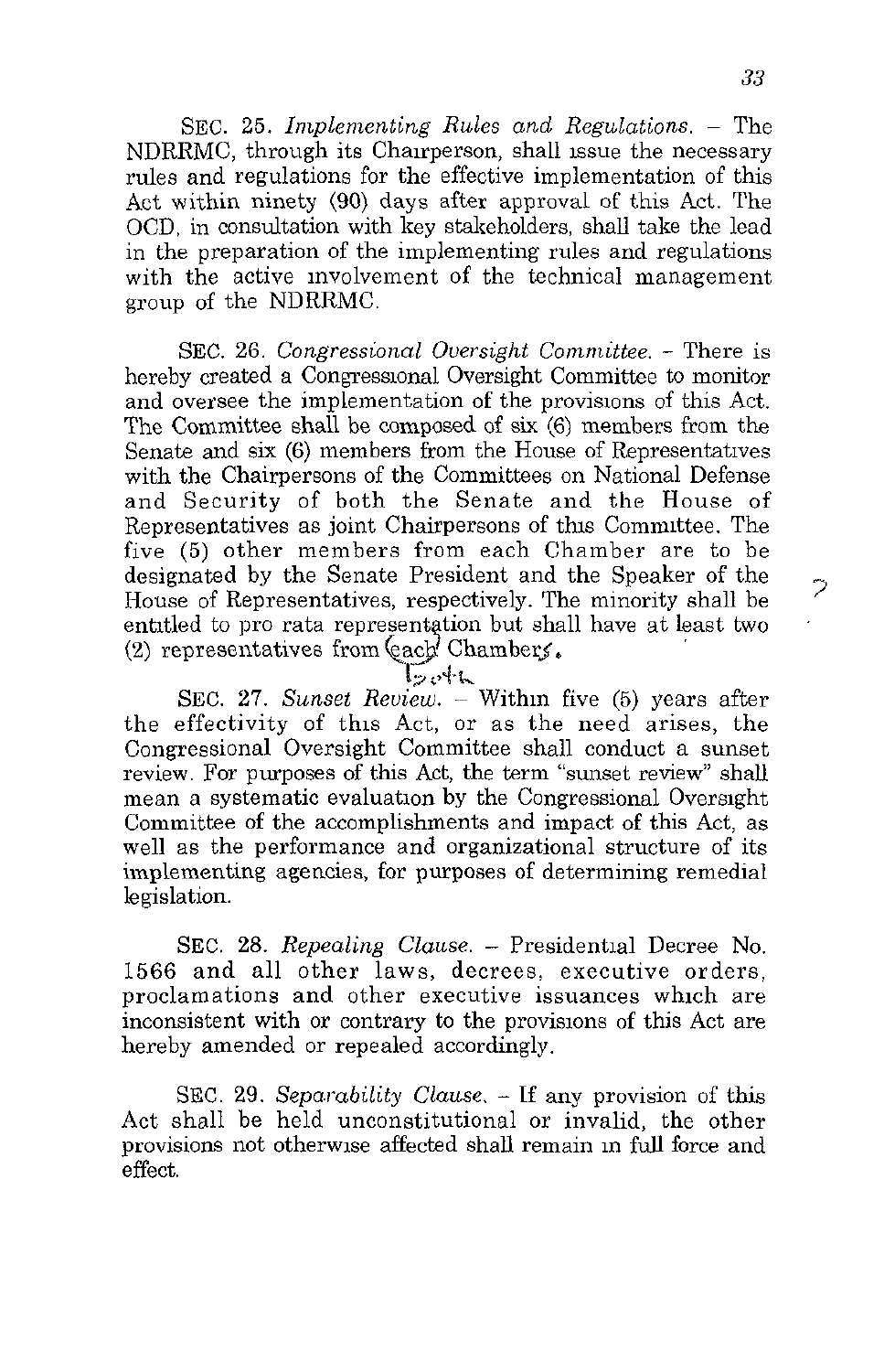SEC. 25. *Implementing Rules and Regulations.* – The NDRRMC, through its Chairperson, shall issue the necessary rules and regulations for the effective implementation of this Act within ninety (90) days after approval of this Act. The OCD, in consultation with key stakeholders, shall take the lead in the preparation of the implementing rules and regulations with the active involvement of the technical management group of the NDRRMC.

SEC. 26. *Congressional Oversight Committee.* - There is hereby created a Congressional Oversight Committee to monitor and oversee the implementation of the provisions of this Act. The Committee shall be composed of six (6) members from the Senate and six (6) members from the House of Representatives with the Chairpersons of the Committees on National Defense and Security of both the Senate and the House of Representatives as joint Chairpersons of this Committee. The five (5) other members from each Chamber are to be designated by the Senate President and the Speaker of the House of Representatives, respectively. The minority shall be entitled to pro rata representation but shall have at least two (2) representatives from each Chamber.

SEC. 27. *Sunset Review.* – Within five (5) years after the effectivity of this Act, or as the need arises, the Congressional Oversight Committee shall conduct a sunset review. For purposes of this Act, the term "sunset review" shall mean a systematic evaluation by the Congressional Oversight Committee of the accomplishments and impact of this Act, as well as the performance and organizational structure of its implementing agencies, for purposes of determining remedial legislation.

SEC. 28. *Repealing Clause.* – Presidential Decree No. 1566 and all other laws, decrees, executive orders, proclamations and other executive issuances which are inconsistent with or contrary to the provisions of this Act are hereby amended or repealed accordingly.

SEC. 29. *Separability Clause.* – If any provision of this Act shall be held unconstitutional or invalid, the other provisions not otherwise affected shall remain in full force and effect.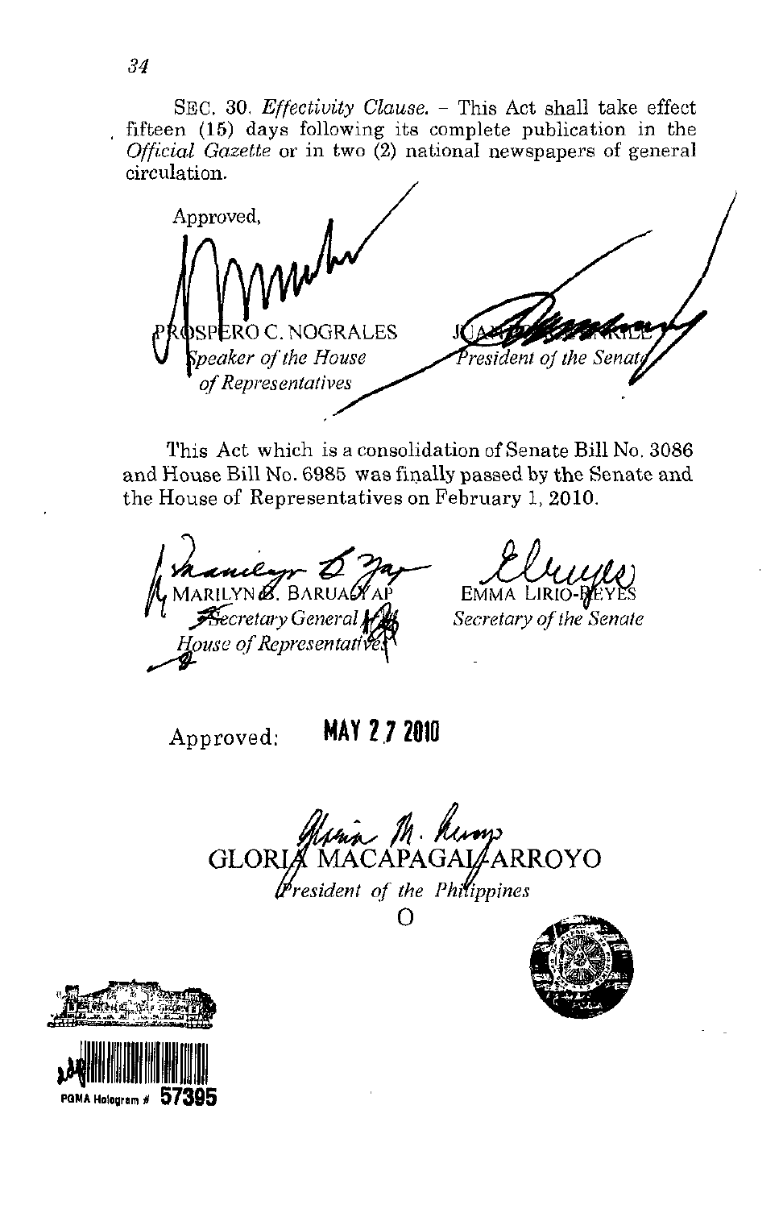SEC. 30. *Effectivity Clause.* – This Act shall take effect fifteen (15) days following its complete publication in the *Official Gazette* or in two (2) national newspapers of general circulation.

Approved,

PROSPERO C. NOGRALES
*Speaker of the House of Representatives*

JUAN PONCE ENRILE
*President of the Senate*

This Act which is a consolidation of Senate Bill No. 3086 and House Bill No. 6985 was finally passed by the Senate and the House of Representatives on February 1, 2010.

MARILYN B. BARUA-YAP
*Secretary General*
*House of Representatives*

EMMA LIRIO-REYES
*Secretary of the Senate*

Approved: **MAY 27 2010**

GLORIA MACAPAGAL-ARROYO
*President of the Philippines*

O

PGMA Hologram # **57395**